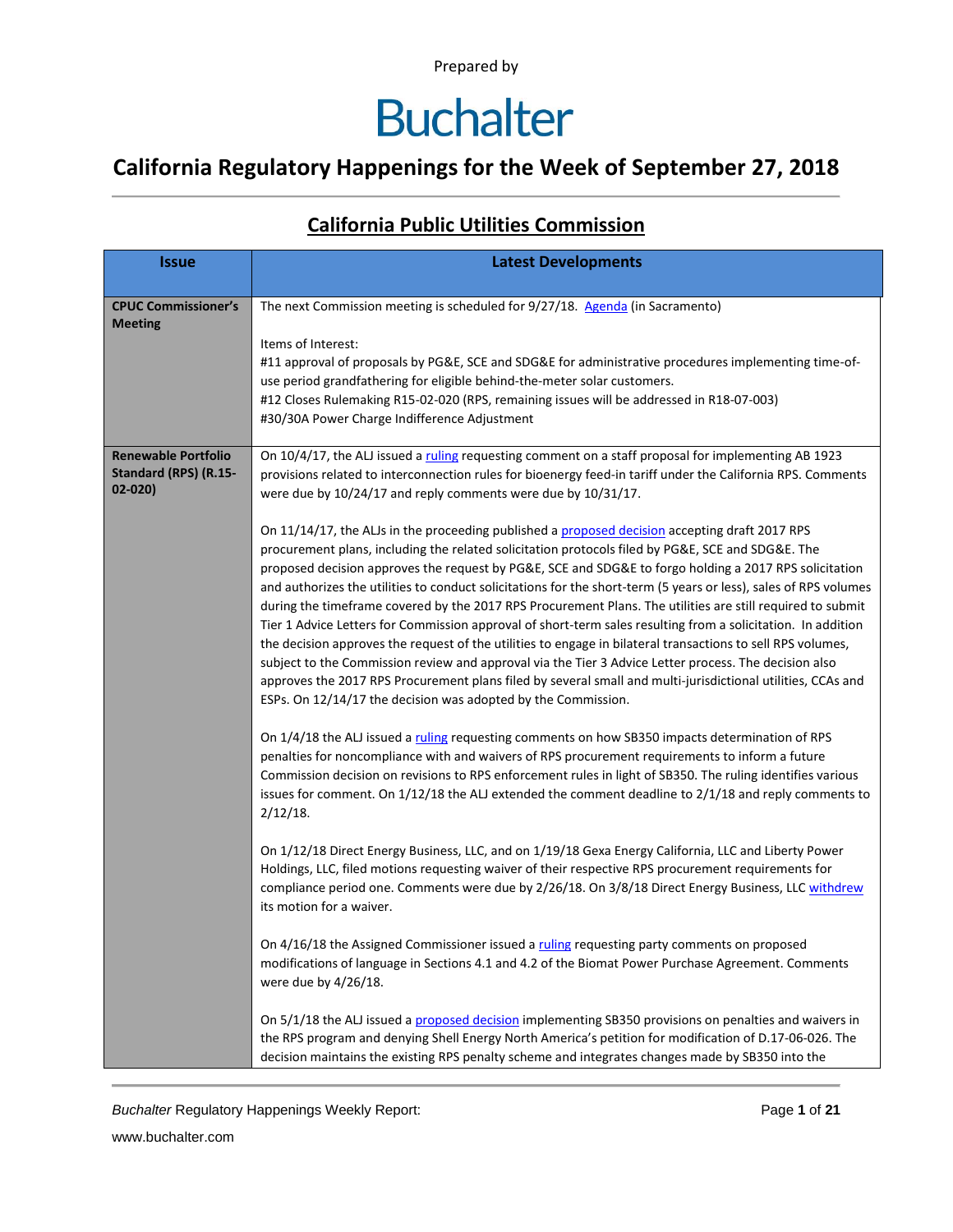Prepared by

# Buchalter

## California Regulatory Happenings for the Week of September 27, 2018

### California Public Utilities Commission

| Issue | Latest Developments |
|---|---|
| **CPUC Commissioner's Meeting** | The next Commission meeting is scheduled for 9/27/18. Agenda (in Sacramento)<br><br>Items of Interest:<br>#11 approval of proposals by PG&E, SCE and SDG&E for administrative procedures implementing time-of-use period grandfathering for eligible behind-the-meter solar customers.<br>#12 Closes Rulemaking R15-02-020 (RPS, remaining issues will be addressed in R18-07-003)<br>#30/30A Power Charge Indifference Adjustment |
| **Renewable Portfolio Standard (RPS) (R.15-02-020)** | On 10/4/17, the ALJ issued a ruling requesting comment on a staff proposal for implementing AB 1923 provisions related to interconnection rules for bioenergy feed-in tariff under the California RPS. Comments were due by 10/24/17 and reply comments were due by 10/31/17.<br><br>On 11/14/17, the ALJs in the proceeding published a proposed decision accepting draft 2017 RPS procurement plans, including the related solicitation protocols filed by PG&E, SCE and SDG&E. The proposed decision approves the request by PG&E, SCE and SDG&E to forgo holding a 2017 RPS solicitation and authorizes the utilities to conduct solicitations for the short-term (5 years or less), sales of RPS volumes during the timeframe covered by the 2017 RPS Procurement Plans. The utilities are still required to submit Tier 1 Advice Letters for Commission approval of short-term sales resulting from a solicitation. In addition the decision approves the request of the utilities to engage in bilateral transactions to sell RPS volumes, subject to the Commission review and approval via the Tier 3 Advice Letter process. The decision also approves the 2017 RPS Procurement plans filed by several small and multi-jurisdictional utilities, CCAs and ESPs. On 12/14/17 the decision was adopted by the Commission.<br><br>On 1/4/18 the ALJ issued a ruling requesting comments on how SB350 impacts determination of RPS penalties for noncompliance with and waivers of RPS procurement requirements to inform a future Commission decision on revisions to RPS enforcement rules in light of SB350. The ruling identifies various issues for comment. On 1/12/18 the ALJ extended the comment deadline to 2/1/18 and reply comments to 2/12/18.<br><br>On 1/12/18 Direct Energy Business, LLC, and on 1/19/18 Gexa Energy California, LLC and Liberty Power Holdings, LLC, filed motions requesting waiver of their respective RPS procurement requirements for compliance period one. Comments were due by 2/26/18. On 3/8/18 Direct Energy Business, LLC withdrew its motion for a waiver.<br><br>On 4/16/18 the Assigned Commissioner issued a ruling requesting party comments on proposed modifications of language in Sections 4.1 and 4.2 of the Biomat Power Purchase Agreement. Comments were due by 4/26/18.<br><br>On 5/1/18 the ALJ issued a proposed decision implementing SB350 provisions on penalties and waivers in the RPS program and denying Shell Energy North America's petition for modification of D.17-06-026. The decision maintains the existing RPS penalty scheme and integrates changes made by SB350 into the |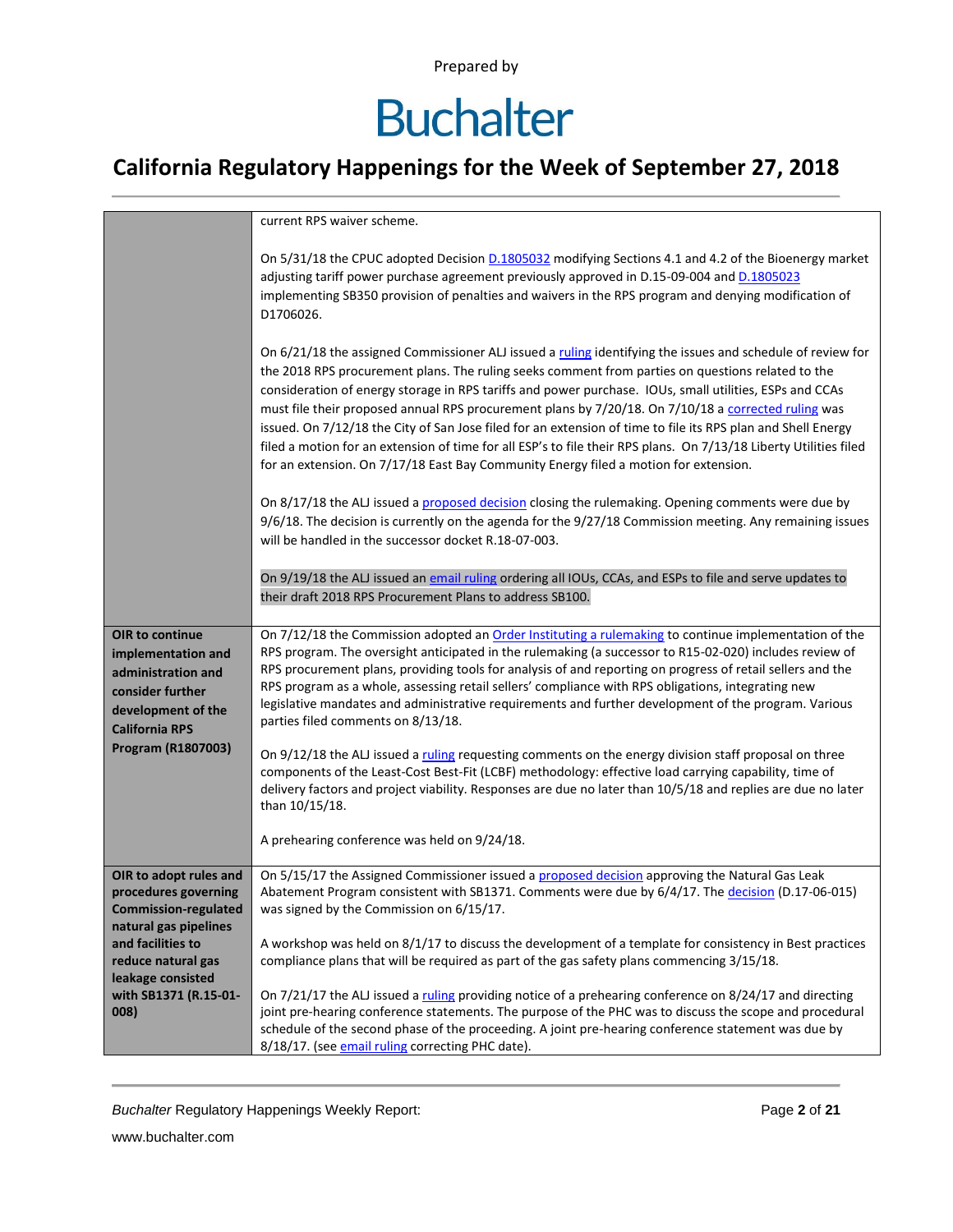| | |
|---|---|
| | current RPS waiver scheme.<br><br>On 5/31/18 the CPUC adopted Decision D.1805032 modifying Sections 4.1 and 4.2 of the Bioenergy market adjusting tariff power purchase agreement previously approved in D.15-09-004 and D.1805023 implementing SB350 provision of penalties and waivers in the RPS program and denying modification of D1706026.<br><br>On 6/21/18 the assigned Commissioner ALJ issued a ruling identifying the issues and schedule of review for the 2018 RPS procurement plans. The ruling seeks comment from parties on questions related to the consideration of energy storage in RPS tariffs and power purchase. IOUs, small utilities, ESPs and CCAs must file their proposed annual RPS procurement plans by 7/20/18. On 7/10/18 a corrected ruling was issued. On 7/12/18 the City of San Jose filed for an extension of time to file its RPS plan and Shell Energy filed a motion for an extension of time for all ESP's to file their RPS plans. On 7/13/18 Liberty Utilities filed for an extension. On 7/17/18 East Bay Community Energy filed a motion for extension.<br><br>On 8/17/18 the ALJ issued a proposed decision closing the rulemaking. Opening comments were due by 9/6/18. The decision is currently on the agenda for the 9/27/18 Commission meeting. Any remaining issues will be handled in the successor docket R.18-07-003.<br><br>On 9/19/18 the ALJ issued an email ruling ordering all IOUs, CCAs, and ESPs to file and serve updates to their draft 2018 RPS Procurement Plans to address SB100. |
| **OIR to continue implementation and administration and consider further development of the California RPS Program (R1807003)** | On 7/12/18 the Commission adopted an Order Instituting a rulemaking to continue implementation of the RPS program. The oversight anticipated in the rulemaking (a successor to R15-02-020) includes review of RPS procurement plans, providing tools for analysis of and reporting on progress of retail sellers and the RPS program as a whole, assessing retail sellers' compliance with RPS obligations, integrating new legislative mandates and administrative requirements and further development of the program. Various parties filed comments on 8/13/18.<br><br>On 9/12/18 the ALJ issued a ruling requesting comments on the energy division staff proposal on three components of the Least-Cost Best-Fit (LCBF) methodology: effective load carrying capability, time of delivery factors and project viability. Responses are due no later than 10/5/18 and replies are due no later than 10/15/18.<br><br>A prehearing conference was held on 9/24/18. |
| **OIR to adopt rules and procedures governing Commission-regulated natural gas pipelines and facilities to reduce natural gas leakage consisted with SB1371 (R.15-01-008)** | On 5/15/17 the Assigned Commissioner issued a proposed decision approving the Natural Gas Leak Abatement Program consistent with SB1371. Comments were due by 6/4/17. The decision (D.17-06-015) was signed by the Commission on 6/15/17.<br><br>A workshop was held on 8/1/17 to discuss the development of a template for consistency in Best practices compliance plans that will be required as part of the gas safety plans commencing 3/15/18.<br><br>On 7/21/17 the ALJ issued a ruling providing notice of a prehearing conference on 8/24/17 and directing joint pre-hearing conference statements. The purpose of the PHC was to discuss the scope and procedural schedule of the second phase of the proceeding. A joint pre-hearing conference statement was due by 8/18/17. (see email ruling correcting PHC date). |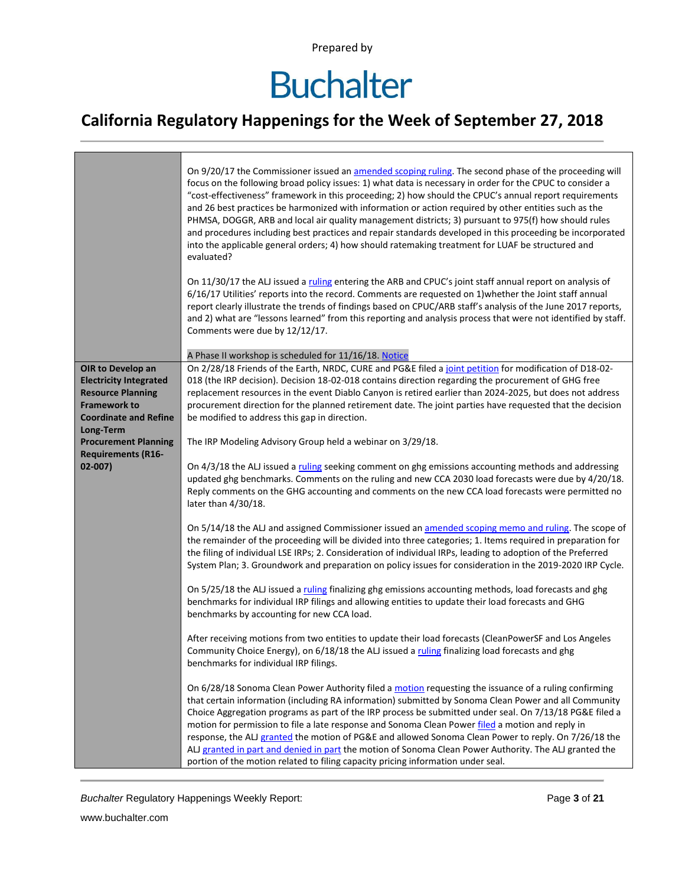Prepared by

# Buchalter

## California Regulatory Happenings for the Week of September 27, 2018

| | |
|---|---|
| | On 9/20/17 the Commissioner issued an amended scoping ruling. The second phase of the proceeding will focus on the following broad policy issues: 1) what data is necessary in order for the CPUC to consider a "cost-effectiveness" framework in this proceeding; 2) how should the CPUC's annual report requirements and 26 best practices be harmonized with information or action required by other entities such as the PHMSA, DOGGR, ARB and local air quality management districts; 3) pursuant to 975(f) how should rules and procedures including best practices and repair standards developed in this proceeding be incorporated into the applicable general orders; 4) how should ratemaking treatment for LUAF be structured and evaluated?<br><br>On 11/30/17 the ALJ issued a ruling entering the ARB and CPUC's joint staff annual report on analysis of 6/16/17 Utilities' reports into the record. Comments are requested on 1)whether the Joint staff annual report clearly illustrate the trends of findings based on CPUC/ARB staff's analysis of the June 2017 reports, and 2) what are "lessons learned" from this reporting and analysis process that were not identified by staff. Comments were due by 12/12/17.<br><br>A Phase II workshop is scheduled for 11/16/18. Notice |
| **OIR to Develop an Electricity Integrated Resource Planning Framework to Coordinate and Refine Long-Term Procurement Planning Requirements (R16-02-007)** | On 2/28/18 Friends of the Earth, NRDC, CURE and PG&E filed a joint petition for modification of D18-02-018 (the IRP decision). Decision 18-02-018 contains direction regarding the procurement of GHG free replacement resources in the event Diablo Canyon is retired earlier than 2024-2025, but does not address procurement direction for the planned retirement date. The joint parties have requested that the decision be modified to address this gap in direction.<br><br>The IRP Modeling Advisory Group held a webinar on 3/29/18.<br><br>On 4/3/18 the ALJ issued a ruling seeking comment on ghg emissions accounting methods and addressing updated ghg benchmarks. Comments on the ruling and new CCA 2030 load forecasts were due by 4/20/18. Reply comments on the GHG accounting and comments on the new CCA load forecasts were permitted no later than 4/30/18.<br><br>On 5/14/18 the ALJ and assigned Commissioner issued an amended scoping memo and ruling. The scope of the remainder of the proceeding will be divided into three categories; 1. Items required in preparation for the filing of individual LSE IRPs; 2. Consideration of individual IRPs, leading to adoption of the Preferred System Plan; 3. Groundwork and preparation on policy issues for consideration in the 2019-2020 IRP Cycle.<br><br>On 5/25/18 the ALJ issued a ruling finalizing ghg emissions accounting methods, load forecasts and ghg benchmarks for individual IRP filings and allowing entities to update their load forecasts and GHG benchmarks by accounting for new CCA load.<br><br>After receiving motions from two entities to update their load forecasts (CleanPowerSF and Los Angeles Community Choice Energy), on 6/18/18 the ALJ issued a ruling finalizing load forecasts and ghg benchmarks for individual IRP filings.<br><br>On 6/28/18 Sonoma Clean Power Authority filed a motion requesting the issuance of a ruling confirming that certain information (including RA information) submitted by Sonoma Clean Power and all Community Choice Aggregation programs as part of the IRP process be submitted under seal. On 7/13/18 PG&E filed a motion for permission to file a late response and Sonoma Clean Power filed a motion and reply in response, the ALJ granted the motion of PG&E and allowed Sonoma Clean Power to reply. On 7/26/18 the ALJ granted in part and denied in part the motion of Sonoma Clean Power Authority. The ALJ granted the portion of the motion related to filing capacity pricing information under seal. |

*Buchalter* Regulatory Happenings Weekly Report:

www.buchalter.com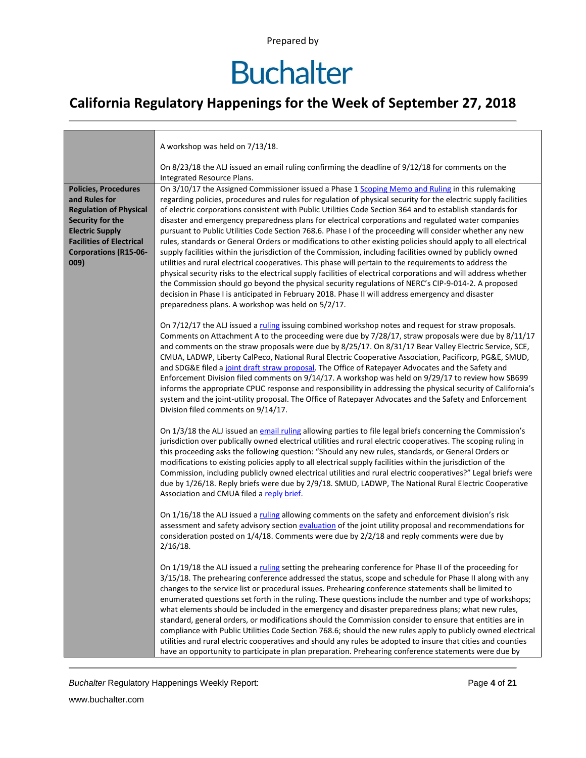| | |
|---|---|
| | A workshop was held on 7/13/18.<br><br>On 8/23/18 the ALJ issued an email ruling confirming the deadline of 9/12/18 for comments on the Integrated Resource Plans. |
| **Policies, Procedures and Rules for Regulation of Physical Security for the Electric Supply Facilities of Electrical Corporations (R15-06-009)** | On 3/10/17 the Assigned Commissioner issued a Phase 1 Scoping Memo and Ruling in this rulemaking regarding policies, procedures and rules for regulation of physical security for the electric supply facilities of electric corporations consistent with Public Utilities Code Section 364 and to establish standards for disaster and emergency preparedness plans for electrical corporations and regulated water companies pursuant to Public Utilities Code Section 768.6. Phase I of the proceeding will consider whether any new rules, standards or General Orders or modifications to other existing policies should apply to all electrical supply facilities within the jurisdiction of the Commission, including facilities owned by publicly owned utilities and rural electrical cooperatives. This phase will pertain to the requirements to address the physical security risks to the electrical supply facilities of electrical corporations and will address whether the Commission should go beyond the physical security regulations of NERC's CIP-9-014-2. A proposed decision in Phase I is anticipated in February 2018. Phase II will address emergency and disaster preparedness plans. A workshop was held on 5/2/17.<br><br>On 7/12/17 the ALJ issued a ruling issuing combined workshop notes and request for straw proposals. Comments on Attachment A to the proceeding were due by 7/28/17, straw proposals were due by 8/11/17 and comments on the straw proposals were due by 8/25/17. On 8/31/17 Bear Valley Electric Service, SCE, CMUA, LADWP, Liberty CalPeco, National Rural Electric Cooperative Association, Pacificorp, PG&E, SMUD, and SDG&E filed a joint draft straw proposal. The Office of Ratepayer Advocates and the Safety and Enforcement Division filed comments on 9/14/17. A workshop was held on 9/29/17 to review how SB699 informs the appropriate CPUC response and responsibility in addressing the physical security of California's system and the joint-utility proposal. The Office of Ratepayer Advocates and the Safety and Enforcement Division filed comments on 9/14/17.<br><br>On 1/3/18 the ALJ issued an email ruling allowing parties to file legal briefs concerning the Commission's jurisdiction over publically owned electrical utilities and rural electric cooperatives. The scoping ruling in this proceeding asks the following question: "Should any new rules, standards, or General Orders or modifications to existing policies apply to all electrical supply facilities within the jurisdiction of the Commission, including publicly owned electrical utilities and rural electric cooperatives?" Legal briefs were due by 1/26/18. Reply briefs were due by 2/9/18. SMUD, LADWP, The National Rural Electric Cooperative Association and CMUA filed a reply brief.<br><br>On 1/16/18 the ALJ issued a ruling allowing comments on the safety and enforcement division's risk assessment and safety advisory section evaluation of the joint utility proposal and recommendations for consideration posted on 1/4/18. Comments were due by 2/2/18 and reply comments were due by 2/16/18.<br><br>On 1/19/18 the ALJ issued a ruling setting the prehearing conference for Phase II of the proceeding for 3/15/18. The prehearing conference addressed the status, scope and schedule for Phase II along with any changes to the service list or procedural issues. Prehearing conference statements shall be limited to enumerated questions set forth in the ruling. These questions include the number and type of workshops; what elements should be included in the emergency and disaster preparedness plans; what new rules, standard, general orders, or modifications should the Commission consider to ensure that entities are in compliance with Public Utilities Code Section 768.6; should the new rules apply to publicly owned electrical utilities and rural electric cooperatives and should any rules be adopted to insure that cities and counties have an opportunity to participate in plan preparation. Prehearing conference statements were due by |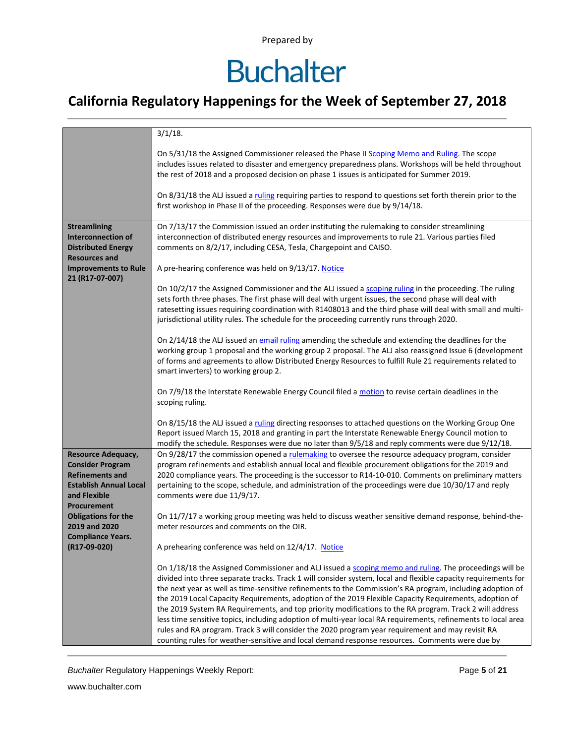| | |
|---|---|
| | 3/1/18.<br><br>On 5/31/18 the Assigned Commissioner released the Phase II Scoping Memo and Ruling. The scope includes issues related to disaster and emergency preparedness plans. Workshops will be held throughout the rest of 2018 and a proposed decision on phase 1 issues is anticipated for Summer 2019.<br><br>On 8/31/18 the ALJ issued a ruling requiring parties to respond to questions set forth therein prior to the first workshop in Phase II of the proceeding. Responses were due by 9/14/18. |
| **Streamlining Interconnection of Distributed Energy Resources and Improvements to Rule 21 (R17-07-007)** | On 7/13/17 the Commission issued an order instituting the rulemaking to consider streamlining interconnection of distributed energy resources and improvements to rule 21. Various parties filed comments on 8/2/17, including CESA, Tesla, Chargepoint and CAISO.<br><br>A pre-hearing conference was held on 9/13/17. Notice<br><br>On 10/2/17 the Assigned Commissioner and the ALJ issued a scoping ruling in the proceeding. The ruling sets forth three phases. The first phase will deal with urgent issues, the second phase will deal with ratesetting issues requiring coordination with R1408013 and the third phase will deal with small and multi-jurisdictional utility rules. The schedule for the proceeding currently runs through 2020.<br><br>On 2/14/18 the ALJ issued an email ruling amending the schedule and extending the deadlines for the working group 1 proposal and the working group 2 proposal. The ALJ also reassigned Issue 6 (development of forms and agreements to allow Distributed Energy Resources to fulfill Rule 21 requirements related to smart inverters) to working group 2.<br><br>On 7/9/18 the Interstate Renewable Energy Council filed a motion to revise certain deadlines in the scoping ruling.<br><br>On 8/15/18 the ALJ issued a ruling directing responses to attached questions on the Working Group One Report issued March 15, 2018 and granting in part the Interstate Renewable Energy Council motion to modify the schedule. Responses were due no later than 9/5/18 and reply comments were due 9/12/18. |
| **Resource Adequacy, Consider Program Refinements and Establish Annual Local and Flexible Procurement Obligations for the 2019 and 2020 Compliance Years. (R17-09-020)** | On 9/28/17 the commission opened a rulemaking to oversee the resource adequacy program, consider program refinements and establish annual local and flexible procurement obligations for the 2019 and 2020 compliance years. The proceeding is the successor to R14-10-010. Comments on preliminary matters pertaining to the scope, schedule, and administration of the proceedings were due 10/30/17 and reply comments were due 11/9/17.<br><br>On 11/7/17 a working group meeting was held to discuss weather sensitive demand response, behind-the-meter resources and comments on the OIR.<br><br>A prehearing conference was held on 12/4/17. Notice<br><br>On 1/18/18 the Assigned Commissioner and ALJ issued a scoping memo and ruling. The proceedings will be divided into three separate tracks. Track 1 will consider system, local and flexible capacity requirements for the next year as well as time-sensitive refinements to the Commission's RA program, including adoption of the 2019 Local Capacity Requirements, adoption of the 2019 Flexible Capacity Requirements, adoption of the 2019 System RA Requirements, and top priority modifications to the RA program. Track 2 will address less time sensitive topics, including adoption of multi-year local RA requirements, refinements to local area rules and RA program. Track 3 will consider the 2020 program year requirement and may revisit RA counting rules for weather-sensitive and local demand response resources. Comments were due by |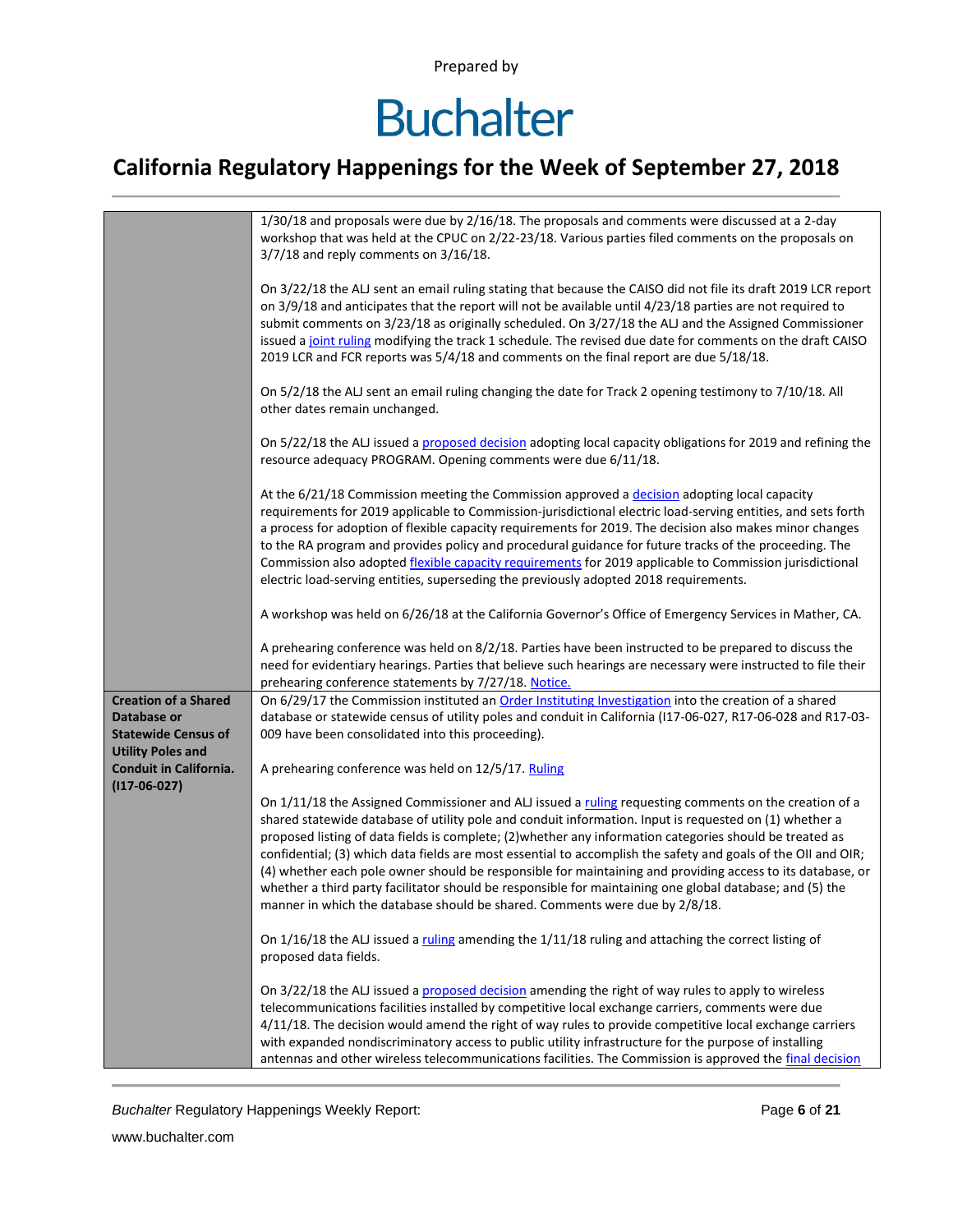| | |
|---|---|
| | 1/30/18 and proposals were due by 2/16/18. The proposals and comments were discussed at a 2-day workshop that was held at the CPUC on 2/22-23/18. Various parties filed comments on the proposals on 3/7/18 and reply comments on 3/16/18.<br><br>On 3/22/18 the ALJ sent an email ruling stating that because the CAISO did not file its draft 2019 LCR report on 3/9/18 and anticipates that the report will not be available until 4/23/18 parties are not required to submit comments on 3/23/18 as originally scheduled. On 3/27/18 the ALJ and the Assigned Commissioner issued a joint ruling modifying the track 1 schedule. The revised due date for comments on the draft CAISO 2019 LCR and FCR reports was 5/4/18 and comments on the final report are due 5/18/18.<br><br>On 5/2/18 the ALJ sent an email ruling changing the date for Track 2 opening testimony to 7/10/18. All other dates remain unchanged.<br><br>On 5/22/18 the ALJ issued a proposed decision adopting local capacity obligations for 2019 and refining the resource adequacy PROGRAM. Opening comments were due 6/11/18.<br><br>At the 6/21/18 Commission meeting the Commission approved a decision adopting local capacity requirements for 2019 applicable to Commission-jurisdictional electric load-serving entities, and sets forth a process for adoption of flexible capacity requirements for 2019. The decision also makes minor changes to the RA program and provides policy and procedural guidance for future tracks of the proceeding. The Commission also adopted flexible capacity requirements for 2019 applicable to Commission jurisdictional electric load-serving entities, superseding the previously adopted 2018 requirements.<br><br>A workshop was held on 6/26/18 at the California Governor's Office of Emergency Services in Mather, CA.<br><br>A prehearing conference was held on 8/2/18. Parties have been instructed to be prepared to discuss the need for evidentiary hearings. Parties that believe such hearings are necessary were instructed to file their prehearing conference statements by 7/27/18. Notice. |
| **Creation of a Shared Database or Statewide Census of Utility Poles and Conduit in California. (I17-06-027)** | On 6/29/17 the Commission instituted an Order Instituting Investigation into the creation of a shared database or statewide census of utility poles and conduit in California (I17-06-027, R17-06-028 and R17-03-009 have been consolidated into this proceeding).<br><br>A prehearing conference was held on 12/5/17. Ruling<br><br>On 1/11/18 the Assigned Commissioner and ALJ issued a ruling requesting comments on the creation of a shared statewide database of utility pole and conduit information. Input is requested on (1) whether a proposed listing of data fields is complete; (2)whether any information categories should be treated as confidential; (3) which data fields are most essential to accomplish the safety and goals of the OII and OIR; (4) whether each pole owner should be responsible for maintaining and providing access to its database, or whether a third party facilitator should be responsible for maintaining one global database; and (5) the manner in which the database should be shared. Comments were due by 2/8/18.<br><br>On 1/16/18 the ALJ issued a ruling amending the 1/11/18 ruling and attaching the correct listing of proposed data fields.<br><br>On 3/22/18 the ALJ issued a proposed decision amending the right of way rules to apply to wireless telecommunications facilities installed by competitive local exchange carriers, comments were due 4/11/18. The decision would amend the right of way rules to provide competitive local exchange carriers with expanded nondiscriminatory access to public utility infrastructure for the purpose of installing antennas and other wireless telecommunications facilities. The Commission is approved the final decision |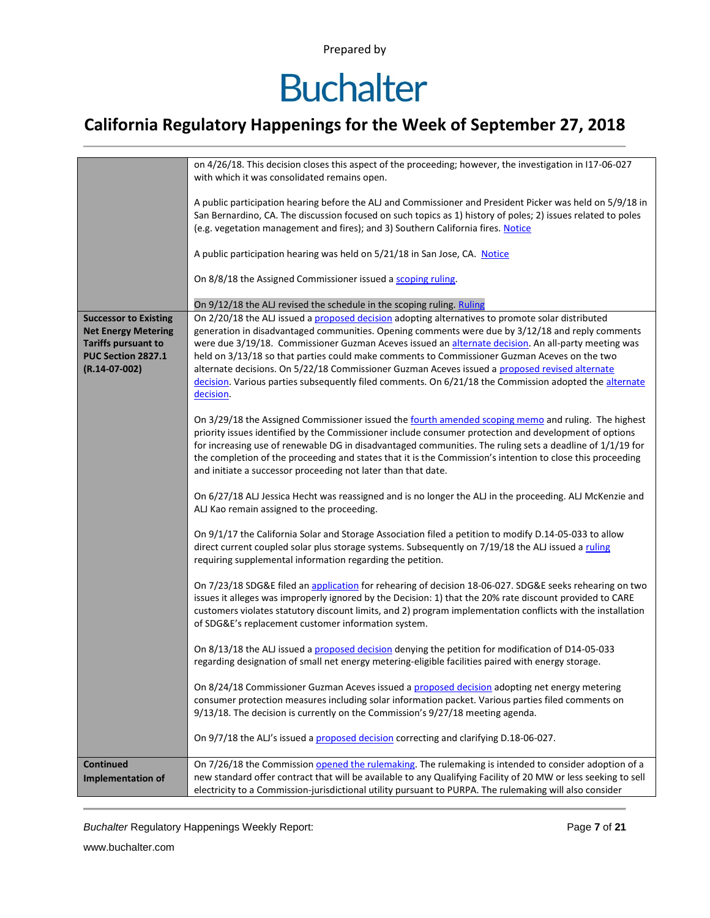| | |
|---|---|
| | on 4/26/18. This decision closes this aspect of the proceeding; however, the investigation in I17-06-027 with which it was consolidated remains open.<br><br>A public participation hearing before the ALJ and Commissioner and President Picker was held on 5/9/18 in San Bernardino, CA. The discussion focused on such topics as 1) history of poles; 2) issues related to poles (e.g. vegetation management and fires); and 3) Southern California fires. Notice<br><br>A public participation hearing was held on 5/21/18 in San Jose, CA. Notice<br><br>On 8/8/18 the Assigned Commissioner issued a scoping ruling.<br><br>On 9/12/18 the ALJ revised the schedule in the scoping ruling. Ruling |
| **Successor to Existing Net Energy Metering Tariffs pursuant to PUC Section 2827.1 (R.14-07-002)** | On 2/20/18 the ALJ issued a proposed decision adopting alternatives to promote solar distributed generation in disadvantaged communities. Opening comments were due by 3/12/18 and reply comments were due 3/19/18. Commissioner Guzman Aceves issued an alternate decision. An all-party meeting was held on 3/13/18 so that parties could make comments to Commissioner Guzman Aceves on the two alternate decisions. On 5/22/18 Commissioner Guzman Aceves issued a proposed revised alternate decision. Various parties subsequently filed comments. On 6/21/18 the Commission adopted the alternate decision.<br><br>On 3/29/18 the Assigned Commissioner issued the fourth amended scoping memo and ruling. The highest priority issues identified by the Commissioner include consumer protection and development of options for increasing use of renewable DG in disadvantaged communities. The ruling sets a deadline of 1/1/19 for the completion of the proceeding and states that it is the Commission's intention to close this proceeding and initiate a successor proceeding not later than that date.<br><br>On 6/27/18 ALJ Jessica Hecht was reassigned and is no longer the ALJ in the proceeding. ALJ McKenzie and ALJ Kao remain assigned to the proceeding.<br><br>On 9/1/17 the California Solar and Storage Association filed a petition to modify D.14-05-033 to allow direct current coupled solar plus storage systems. Subsequently on 7/19/18 the ALJ issued a ruling requiring supplemental information regarding the petition.<br><br>On 7/23/18 SDG&E filed an application for rehearing of decision 18-06-027. SDG&E seeks rehearing on two issues it alleges was improperly ignored by the Decision: 1) that the 20% rate discount provided to CARE customers violates statutory discount limits, and 2) program implementation conflicts with the installation of SDG&E's replacement customer information system.<br><br>On 8/13/18 the ALJ issued a proposed decision denying the petition for modification of D14-05-033 regarding designation of small net energy metering-eligible facilities paired with energy storage.<br><br>On 8/24/18 Commissioner Guzman Aceves issued a proposed decision adopting net energy metering consumer protection measures including solar information packet. Various parties filed comments on 9/13/18. The decision is currently on the Commission's 9/27/18 meeting agenda.<br><br>On 9/7/18 the ALJ's issued a proposed decision correcting and clarifying D.18-06-027. |
| **Continued Implementation of** | On 7/26/18 the Commission opened the rulemaking. The rulemaking is intended to consider adoption of a new standard offer contract that will be available to any Qualifying Facility of 20 MW or less seeking to sell electricity to a Commission-jurisdictional utility pursuant to PURPA. The rulemaking will also consider |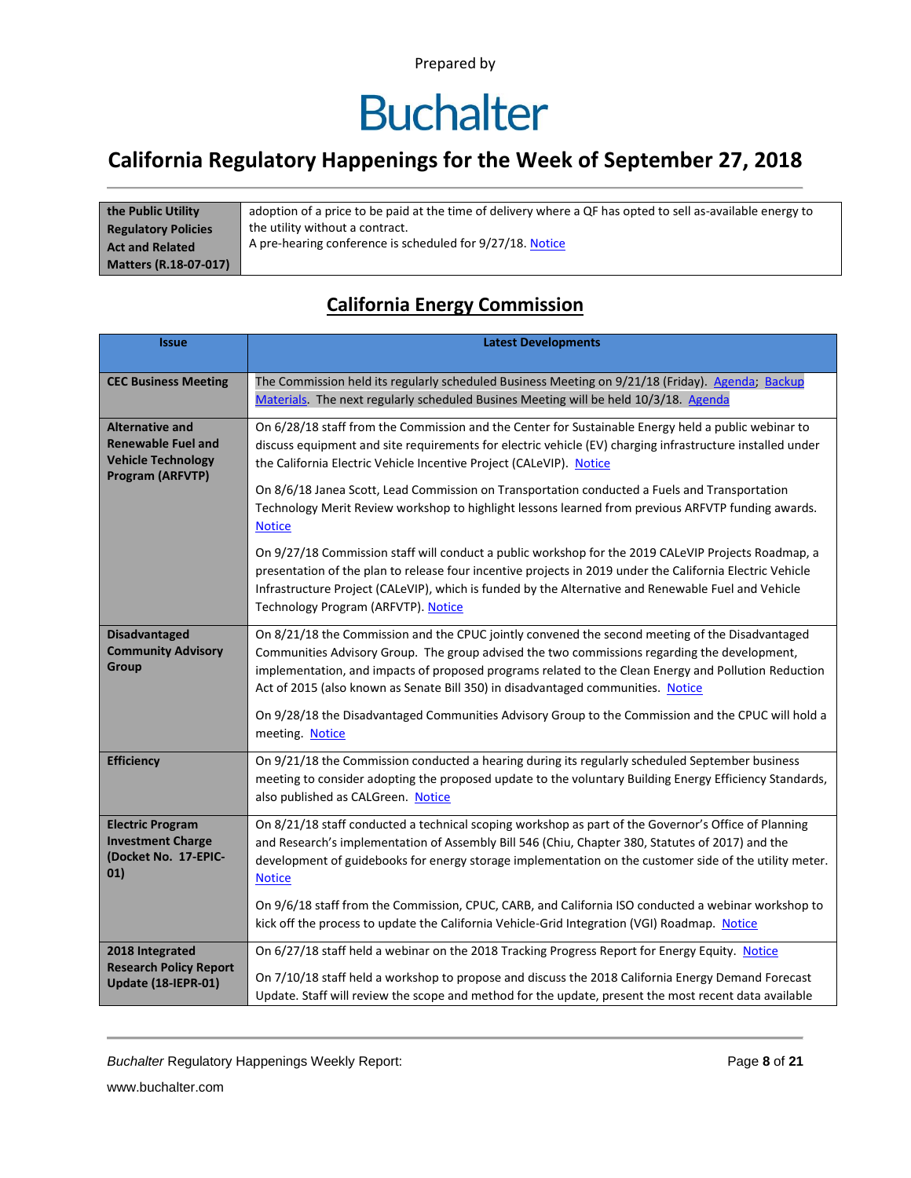| the Public Utility Regulatory Policies Act and Related Matters (R.18-07-017) | adoption of a price to be paid at the time of delivery where a QF has opted to sell as-available energy to the utility without a contract. A pre-hearing conference is scheduled for 9/27/18. Notice |
|---|---|

## California Energy Commission

| Issue | Latest Developments |
|---|---|
| **CEC Business Meeting** | The Commission held its regularly scheduled Business Meeting on 9/21/18 (Friday). Agenda; Backup Materials. The next regularly scheduled Busines Meeting will be held 10/3/18. Agenda |
| **Alternative and Renewable Fuel and Vehicle Technology Program (ARFVTP)** | On 6/28/18 staff from the Commission and the Center for Sustainable Energy held a public webinar to discuss equipment and site requirements for electric vehicle (EV) charging infrastructure installed under the California Electric Vehicle Incentive Project (CALeVIP). Notice<br><br>On 8/6/18 Janea Scott, Lead Commission on Transportation conducted a Fuels and Transportation Technology Merit Review workshop to highlight lessons learned from previous ARFVTP funding awards. Notice<br><br>On 9/27/18 Commission staff will conduct a public workshop for the 2019 CALeVIP Projects Roadmap, a presentation of the plan to release four incentive projects in 2019 under the California Electric Vehicle Infrastructure Project (CALeVIP), which is funded by the Alternative and Renewable Fuel and Vehicle Technology Program (ARFVTP). Notice |
| **Disadvantaged Community Advisory Group** | On 8/21/18 the Commission and the CPUC jointly convened the second meeting of the Disadvantaged Communities Advisory Group. The group advised the two commissions regarding the development, implementation, and impacts of proposed programs related to the Clean Energy and Pollution Reduction Act of 2015 (also known as Senate Bill 350) in disadvantaged communities. Notice<br><br>On 9/28/18 the Disadvantaged Communities Advisory Group to the Commission and the CPUC will hold a meeting. Notice |
| **Efficiency** | On 9/21/18 the Commission conducted a hearing during its regularly scheduled September business meeting to consider adopting the proposed update to the voluntary Building Energy Efficiency Standards, also published as CALGreen. Notice |
| **Electric Program Investment Charge (Docket No. 17-EPIC-01)** | On 8/21/18 staff conducted a technical scoping workshop as part of the Governor's Office of Planning and Research's implementation of Assembly Bill 546 (Chiu, Chapter 380, Statutes of 2017) and the development of guidebooks for energy storage implementation on the customer side of the utility meter. Notice<br><br>On 9/6/18 staff from the Commission, CPUC, CARB, and California ISO conducted a webinar workshop to kick off the process to update the California Vehicle-Grid Integration (VGI) Roadmap. Notice |
| **2018 Integrated Research Policy Report Update (18-IEPR-01)** | On 6/27/18 staff held a webinar on the 2018 Tracking Progress Report for Energy Equity. Notice<br><br>On 7/10/18 staff held a workshop to propose and discuss the 2018 California Energy Demand Forecast Update. Staff will review the scope and method for the update, present the most recent data available |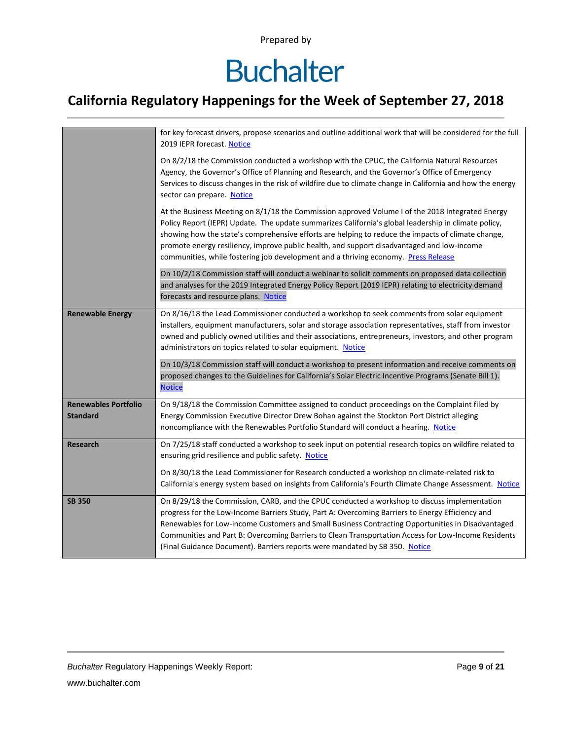| | |
|---|---|
| | for key forecast drivers, propose scenarios and outline additional work that will be considered for the full 2019 IEPR forecast. Notice<br><br>On 8/2/18 the Commission conducted a workshop with the CPUC, the California Natural Resources Agency, the Governor's Office of Planning and Research, and the Governor's Office of Emergency Services to discuss changes in the risk of wildfire due to climate change in California and how the energy sector can prepare. Notice<br><br>At the Business Meeting on 8/1/18 the Commission approved Volume I of the 2018 Integrated Energy Policy Report (IEPR) Update. The update summarizes California's global leadership in climate policy, showing how the state's comprehensive efforts are helping to reduce the impacts of climate change, promote energy resiliency, improve public health, and support disadvantaged and low-income communities, while fostering job development and a thriving economy. Press Release<br><br>On 10/2/18 Commission staff will conduct a webinar to solicit comments on proposed data collection and analyses for the 2019 Integrated Energy Policy Report (2019 IEPR) relating to electricity demand forecasts and resource plans. Notice |
| **Renewable Energy** | On 8/16/18 the Lead Commissioner conducted a workshop to seek comments from solar equipment installers, equipment manufacturers, solar and storage association representatives, staff from investor owned and publicly owned utilities and their associations, entrepreneurs, investors, and other program administrators on topics related to solar equipment. Notice<br><br>On 10/3/18 Commission staff will conduct a workshop to present information and receive comments on proposed changes to the Guidelines for California's Solar Electric Incentive Programs (Senate Bill 1). Notice |
| **Renewables Portfolio Standard** | On 9/18/18 the Commission Committee assigned to conduct proceedings on the Complaint filed by Energy Commission Executive Director Drew Bohan against the Stockton Port District alleging noncompliance with the Renewables Portfolio Standard will conduct a hearing. Notice |
| **Research** | On 7/25/18 staff conducted a workshop to seek input on potential research topics on wildfire related to ensuring grid resilience and public safety. Notice<br><br>On 8/30/18 the Lead Commissioner for Research conducted a workshop on climate-related risk to California's energy system based on insights from California's Fourth Climate Change Assessment. Notice |
| **SB 350** | On 8/29/18 the Commission, CARB, and the CPUC conducted a workshop to discuss implementation progress for the Low-Income Barriers Study, Part A: Overcoming Barriers to Energy Efficiency and Renewables for Low-income Customers and Small Business Contracting Opportunities in Disadvantaged Communities and Part B: Overcoming Barriers to Clean Transportation Access for Low-Income Residents (Final Guidance Document). Barriers reports were mandated by SB 350. Notice |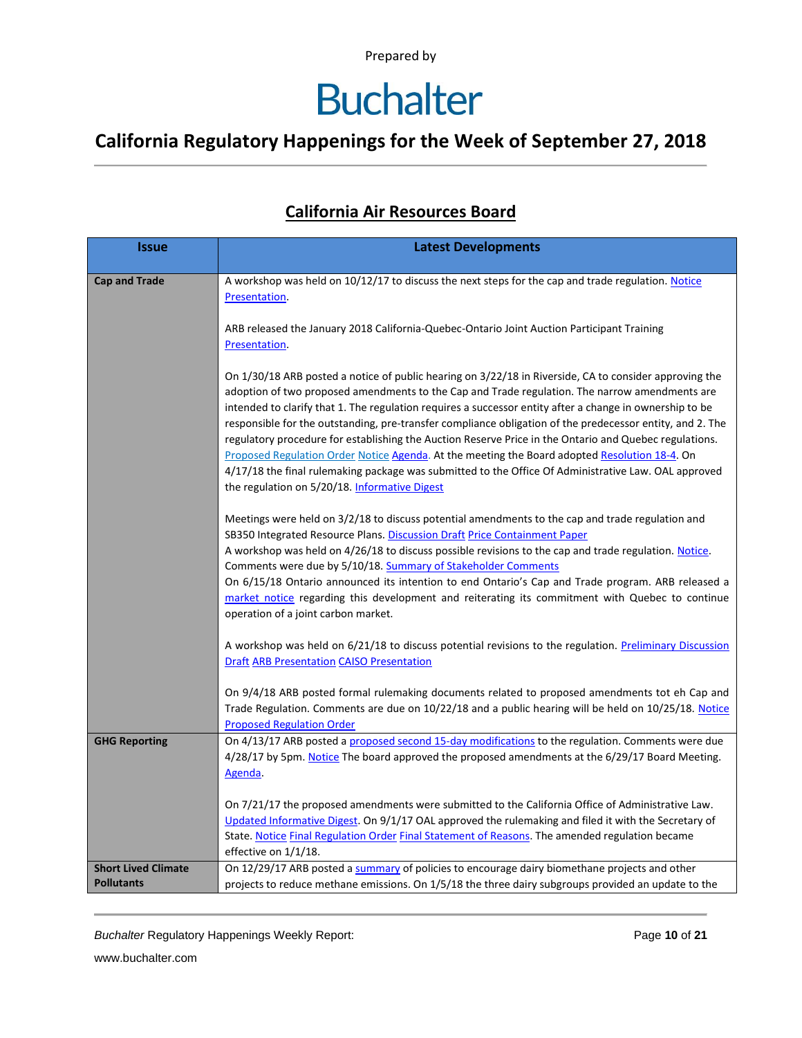Prepared by

# Buchalter

## California Regulatory Happenings for the Week of September 27, 2018

### California Air Resources Board

| Issue | Latest Developments |
| --- | --- |
| **Cap and Trade** | A workshop was held on 10/12/17 to discuss the next steps for the cap and trade regulation. Notice Presentation.<br><br>ARB released the January 2018 California-Quebec-Ontario Joint Auction Participant Training Presentation.<br><br>On 1/30/18 ARB posted a notice of public hearing on 3/22/18 in Riverside, CA to consider approving the adoption of two proposed amendments to the Cap and Trade regulation. The narrow amendments are intended to clarify that 1. The regulation requires a successor entity after a change in ownership to be responsible for the outstanding, pre-transfer compliance obligation of the predecessor entity, and 2. The regulatory procedure for establishing the Auction Reserve Price in the Ontario and Quebec regulations. Proposed Regulation Order Notice Agenda. At the meeting the Board adopted Resolution 18-4. On 4/17/18 the final rulemaking package was submitted to the Office Of Administrative Law. OAL approved the regulation on 5/20/18. Informative Digest<br><br>Meetings were held on 3/2/18 to discuss potential amendments to the cap and trade regulation and SB350 Integrated Resource Plans. Discussion Draft Price Containment Paper<br>A workshop was held on 4/26/18 to discuss possible revisions to the cap and trade regulation. Notice. Comments were due by 5/10/18. Summary of Stakeholder Comments<br>On 6/15/18 Ontario announced its intention to end Ontario's Cap and Trade program. ARB released a market notice regarding this development and reiterating its commitment with Quebec to continue operation of a joint carbon market.<br><br>A workshop was held on 6/21/18 to discuss potential revisions to the regulation. Preliminary Discussion Draft ARB Presentation CAISO Presentation<br><br>On 9/4/18 ARB posted formal rulemaking documents related to proposed amendments tot eh Cap and Trade Regulation. Comments are due on 10/22/18 and a public hearing will be held on 10/25/18. Notice Proposed Regulation Order |
| **GHG Reporting** | On 4/13/17 ARB posted a proposed second 15-day modifications to the regulation. Comments were due 4/28/17 by 5pm. Notice The board approved the proposed amendments at the 6/29/17 Board Meeting. Agenda.<br><br>On 7/21/17 the proposed amendments were submitted to the California Office of Administrative Law. Updated Informative Digest. On 9/1/17 OAL approved the rulemaking and filed it with the Secretary of State. Notice Final Regulation Order Final Statement of Reasons. The amended regulation became effective on 1/1/18. |
| **Short Lived Climate Pollutants** | On 12/29/17 ARB posted a summary of policies to encourage dairy biomethane projects and other projects to reduce methane emissions. On 1/5/18 the three dairy subgroups provided an update to the |

*Buchalter* Regulatory Happenings Weekly Report:

www.buchalter.com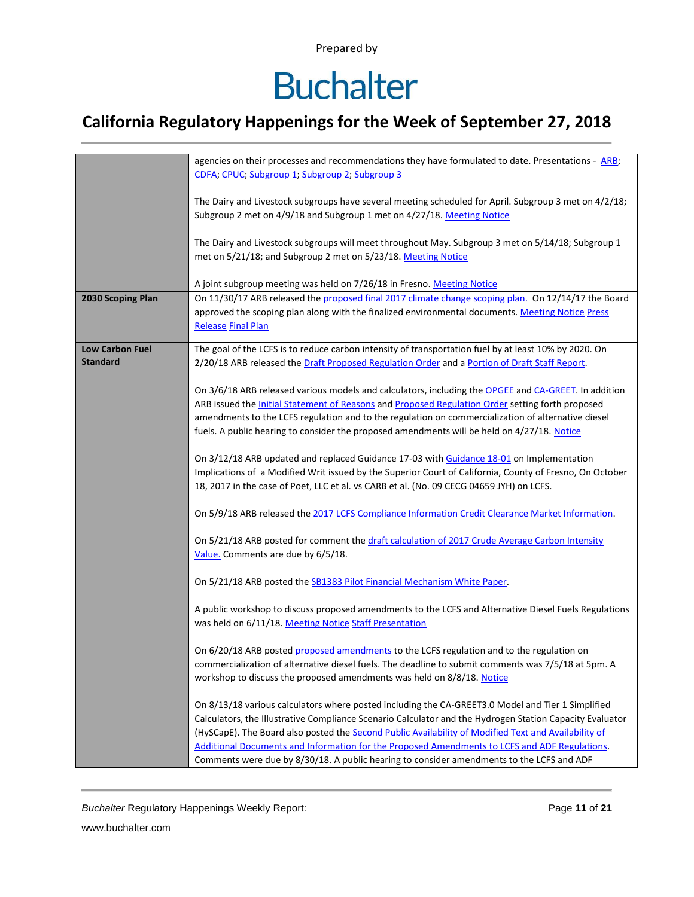| | |
|---|---|
| | agencies on their processes and recommendations they have formulated to date. Presentations - ARB; CDFA; CPUC; Subgroup 1; Subgroup 2; Subgroup 3<br><br>The Dairy and Livestock subgroups have several meeting scheduled for April. Subgroup 3 met on 4/2/18; Subgroup 2 met on 4/9/18 and Subgroup 1 met on 4/27/18. Meeting Notice<br><br>The Dairy and Livestock subgroups will meet throughout May. Subgroup 3 met on 5/14/18; Subgroup 1 met on 5/21/18; and Subgroup 2 met on 5/23/18. Meeting Notice<br><br>A joint subgroup meeting was held on 7/26/18 in Fresno. Meeting Notice |
| **2030 Scoping Plan** | On 11/30/17 ARB released the proposed final 2017 climate change scoping plan. On 12/14/17 the Board approved the scoping plan along with the finalized environmental documents. Meeting Notice Press Release Final Plan |
| **Low Carbon Fuel Standard** | The goal of the LCFS is to reduce carbon intensity of transportation fuel by at least 10% by 2020. On 2/20/18 ARB released the Draft Proposed Regulation Order and a Portion of Draft Staff Report.<br><br>On 3/6/18 ARB released various models and calculators, including the OPGEE and CA-GREET. In addition ARB issued the Initial Statement of Reasons and Proposed Regulation Order setting forth proposed amendments to the LCFS regulation and to the regulation on commercialization of alternative diesel fuels. A public hearing to consider the proposed amendments will be held on 4/27/18. Notice<br><br>On 3/12/18 ARB updated and replaced Guidance 17-03 with Guidance 18-01 on Implementation Implications of a Modified Writ issued by the Superior Court of California, County of Fresno, On October 18, 2017 in the case of Poet, LLC et al. vs CARB et al. (No. 09 CECG 04659 JYH) on LCFS.<br><br>On 5/9/18 ARB released the 2017 LCFS Compliance Information Credit Clearance Market Information.<br><br>On 5/21/18 ARB posted for comment the draft calculation of 2017 Crude Average Carbon Intensity Value. Comments are due by 6/5/18.<br><br>On 5/21/18 ARB posted the SB1383 Pilot Financial Mechanism White Paper.<br><br>A public workshop to discuss proposed amendments to the LCFS and Alternative Diesel Fuels Regulations was held on 6/11/18. Meeting Notice Staff Presentation<br><br>On 6/20/18 ARB posted proposed amendments to the LCFS regulation and to the regulation on commercialization of alternative diesel fuels. The deadline to submit comments was 7/5/18 at 5pm. A workshop to discuss the proposed amendments was held on 8/8/18. Notice<br><br>On 8/13/18 various calculators where posted including the CA-GREET3.0 Model and Tier 1 Simplified Calculators, the Illustrative Compliance Scenario Calculator and the Hydrogen Station Capacity Evaluator (HySCapE). The Board also posted the Second Public Availability of Modified Text and Availability of Additional Documents and Information for the Proposed Amendments to LCFS and ADF Regulations. Comments were due by 8/30/18. A public hearing to consider amendments to the LCFS and ADF |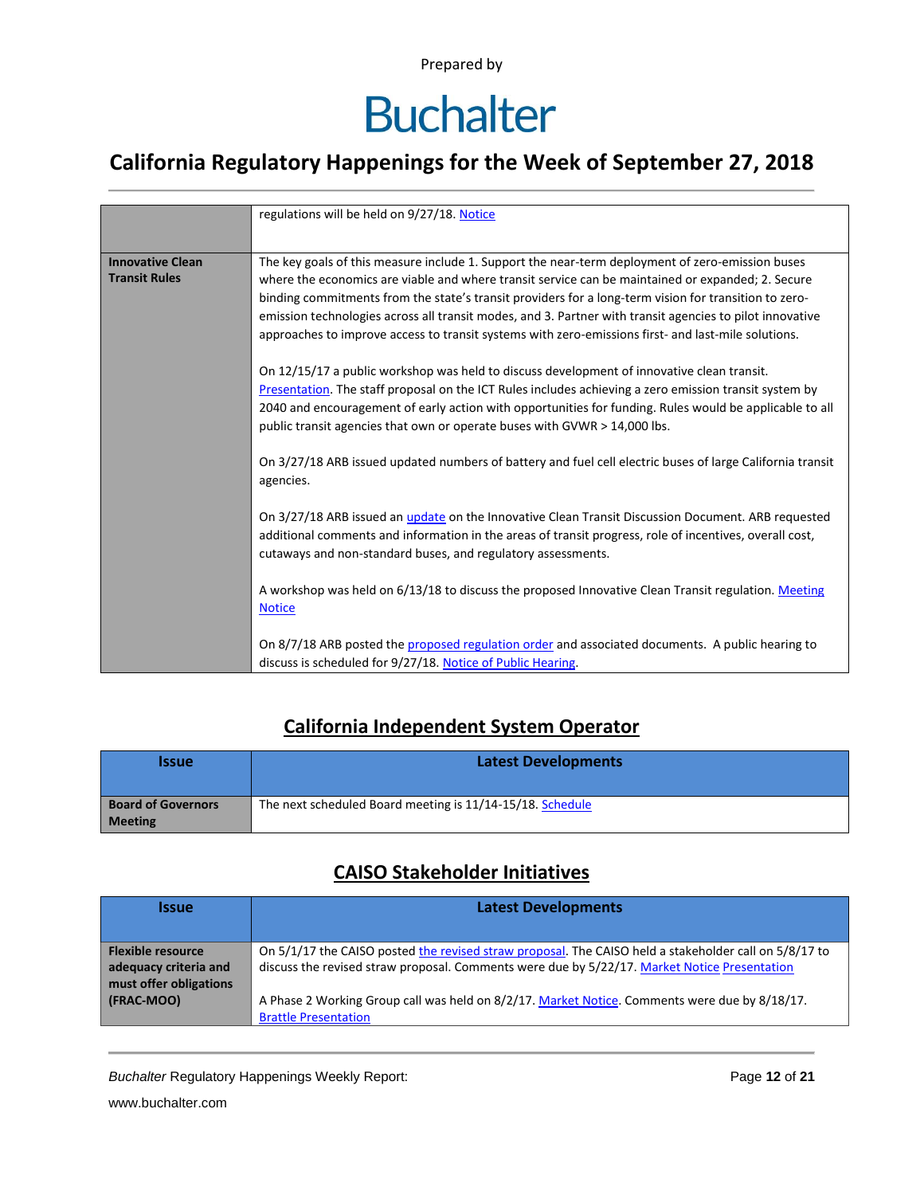| | |
|---|---|
| | regulations will be held on 9/27/18. Notice |
| **Innovative Clean Transit Rules** | The key goals of this measure include 1. Support the near-term deployment of zero-emission buses where the economics are viable and where transit service can be maintained or expanded; 2. Secure binding commitments from the state's transit providers for a long-term vision for transition to zero-emission technologies across all transit modes, and 3. Partner with transit agencies to pilot innovative approaches to improve access to transit systems with zero-emissions first- and last-mile solutions.<br><br>On 12/15/17 a public workshop was held to discuss development of innovative clean transit. Presentation. The staff proposal on the ICT Rules includes achieving a zero emission transit system by 2040 and encouragement of early action with opportunities for funding. Rules would be applicable to all public transit agencies that own or operate buses with GVWR > 14,000 lbs.<br><br>On 3/27/18 ARB issued updated numbers of battery and fuel cell electric buses of large California transit agencies.<br><br>On 3/27/18 ARB issued an update on the Innovative Clean Transit Discussion Document. ARB requested additional comments and information in the areas of transit progress, role of incentives, overall cost, cutaways and non-standard buses, and regulatory assessments.<br><br>A workshop was held on 6/13/18 to discuss the proposed Innovative Clean Transit regulation. Meeting Notice<br><br>On 8/7/18 ARB posted the proposed regulation order and associated documents. A public hearing to discuss is scheduled for 9/27/18. Notice of Public Hearing. |

## California Independent System Operator

| Issue | Latest Developments |
|---|---|
| **Board of Governors Meeting** | The next scheduled Board meeting is 11/14-15/18. Schedule |

## CAISO Stakeholder Initiatives

| Issue | Latest Developments |
|---|---|
| **Flexible resource adequacy criteria and must offer obligations (FRAC-MOO)** | On 5/1/17 the CAISO posted the revised straw proposal. The CAISO held a stakeholder call on 5/8/17 to discuss the revised straw proposal. Comments were due by 5/22/17. Market Notice Presentation<br><br>A Phase 2 Working Group call was held on 8/2/17. Market Notice. Comments were due by 8/18/17. Brattle Presentation |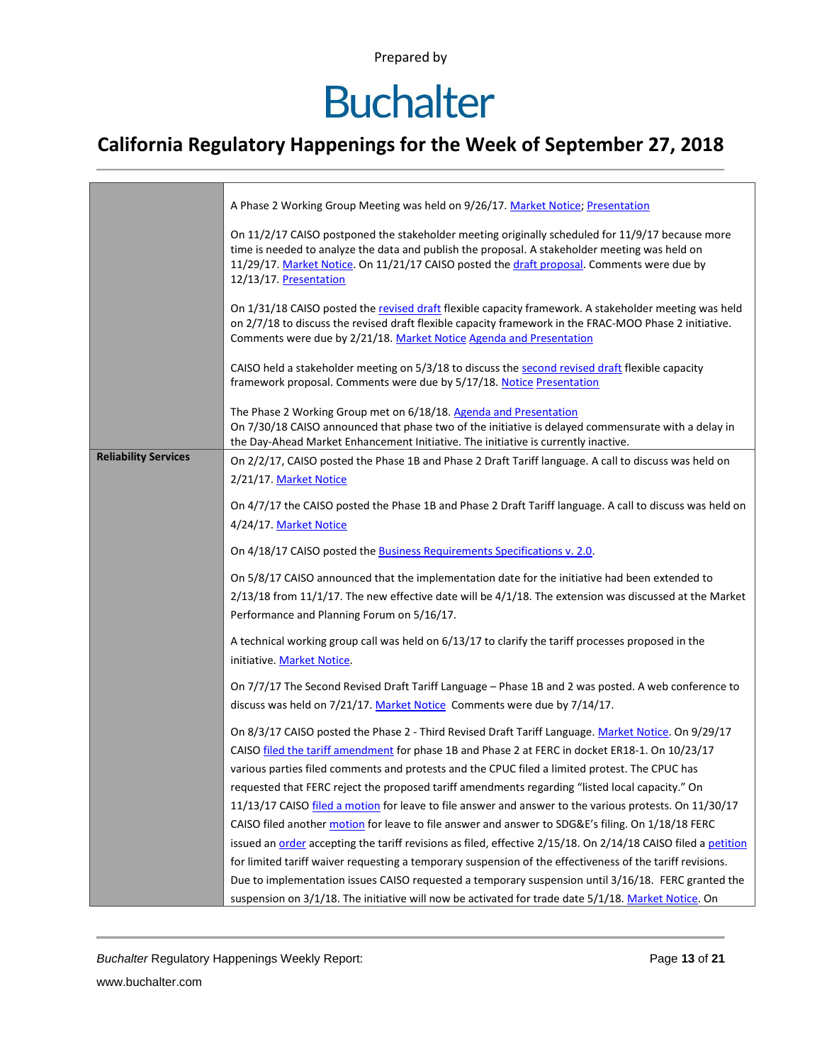Prepared by

# Buchalter

## California Regulatory Happenings for the Week of September 27, 2018

| | |
|---|---|
| | A Phase 2 Working Group Meeting was held on 9/26/17. Market Notice; Presentation<br><br>On 11/2/17 CAISO postponed the stakeholder meeting originally scheduled for 11/9/17 because more time is needed to analyze the data and publish the proposal. A stakeholder meeting was held on 11/29/17. Market Notice. On 11/21/17 CAISO posted the draft proposal. Comments were due by 12/13/17. Presentation<br><br>On 1/31/18 CAISO posted the revised draft flexible capacity framework. A stakeholder meeting was held on 2/7/18 to discuss the revised draft flexible capacity framework in the FRAC-MOO Phase 2 initiative. Comments were due by 2/21/18. Market Notice Agenda and Presentation<br><br>CAISO held a stakeholder meeting on 5/3/18 to discuss the second revised draft flexible capacity framework proposal. Comments were due by 5/17/18. Notice Presentation<br><br>The Phase 2 Working Group met on 6/18/18. Agenda and Presentation<br>On 7/30/18 CAISO announced that phase two of the initiative is delayed commensurate with a delay in the Day-Ahead Market Enhancement Initiative. The initiative is currently inactive. |
| **Reliability Services** | On 2/2/17, CAISO posted the Phase 1B and Phase 2 Draft Tariff language. A call to discuss was held on 2/21/17. Market Notice<br><br>On 4/7/17 the CAISO posted the Phase 1B and Phase 2 Draft Tariff language. A call to discuss was held on 4/24/17. Market Notice<br><br>On 4/18/17 CAISO posted the Business Requirements Specifications v. 2.0.<br><br>On 5/8/17 CAISO announced that the implementation date for the initiative had been extended to 2/13/18 from 11/1/17. The new effective date will be 4/1/18. The extension was discussed at the Market Performance and Planning Forum on 5/16/17.<br><br>A technical working group call was held on 6/13/17 to clarify the tariff processes proposed in the initiative. Market Notice.<br><br>On 7/7/17 The Second Revised Draft Tariff Language – Phase 1B and 2 was posted. A web conference to discuss was held on 7/21/17. Market Notice Comments were due by 7/14/17.<br><br>On 8/3/17 CAISO posted the Phase 2 - Third Revised Draft Tariff Language. Market Notice. On 9/29/17 CAISO filed the tariff amendment for phase 1B and Phase 2 at FERC in docket ER18-1. On 10/23/17 various parties filed comments and protests and the CPUC filed a limited protest. The CPUC has requested that FERC reject the proposed tariff amendments regarding "listed local capacity." On 11/13/17 CAISO filed a motion for leave to file answer and answer to the various protests. On 11/30/17 CAISO filed another motion for leave to file answer and answer to SDG&E's filing. On 1/18/18 FERC issued an order accepting the tariff revisions as filed, effective 2/15/18. On 2/14/18 CAISO filed a petition for limited tariff waiver requesting a temporary suspension of the effectiveness of the tariff revisions. Due to implementation issues CAISO requested a temporary suspension until 3/16/18. FERC granted the suspension on 3/1/18. The initiative will now be activated for trade date 5/1/18. Market Notice. On |

*Buchalter* Regulatory Happenings Weekly Report:

www.buchalter.com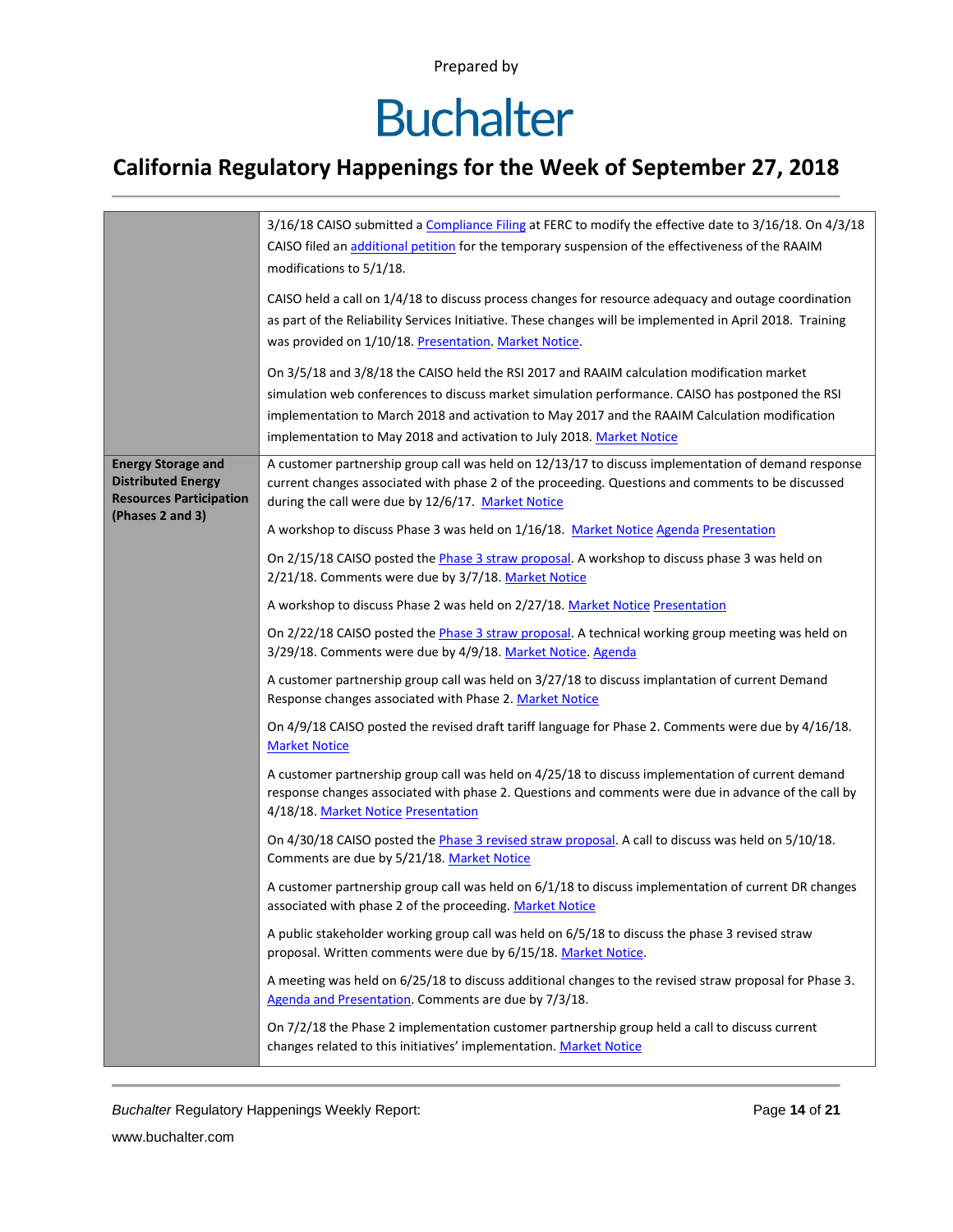| | |
|---|---|
| | 3/16/18 CAISO submitted a Compliance Filing at FERC to modify the effective date to 3/16/18. On 4/3/18 CAISO filed an additional petition for the temporary suspension of the effectiveness of the RAAIM modifications to 5/1/18.<br><br>CAISO held a call on 1/4/18 to discuss process changes for resource adequacy and outage coordination as part of the Reliability Services Initiative. These changes will be implemented in April 2018. Training was provided on 1/10/18. Presentation. Market Notice.<br><br>On 3/5/18 and 3/8/18 the CAISO held the RSI 2017 and RAAIM calculation modification market simulation web conferences to discuss market simulation performance. CAISO has postponed the RSI implementation to March 2018 and activation to May 2017 and the RAAIM Calculation modification implementation to May 2018 and activation to July 2018. Market Notice |
| **Energy Storage and Distributed Energy Resources Participation (Phases 2 and 3)** | A customer partnership group call was held on 12/13/17 to discuss implementation of demand response current changes associated with phase 2 of the proceeding. Questions and comments to be discussed during the call were due by 12/6/17. Market Notice<br><br>A workshop to discuss Phase 3 was held on 1/16/18. Market Notice Agenda Presentation<br><br>On 2/15/18 CAISO posted the Phase 3 straw proposal. A workshop to discuss phase 3 was held on 2/21/18. Comments were due by 3/7/18. Market Notice<br><br>A workshop to discuss Phase 2 was held on 2/27/18. Market Notice Presentation<br><br>On 2/22/18 CAISO posted the Phase 3 straw proposal. A technical working group meeting was held on 3/29/18. Comments were due by 4/9/18. Market Notice. Agenda<br><br>A customer partnership group call was held on 3/27/18 to discuss implantation of current Demand Response changes associated with Phase 2. Market Notice<br><br>On 4/9/18 CAISO posted the revised draft tariff language for Phase 2. Comments were due by 4/16/18. Market Notice<br><br>A customer partnership group call was held on 4/25/18 to discuss implementation of current demand response changes associated with phase 2. Questions and comments were due in advance of the call by 4/18/18. Market Notice Presentation<br><br>On 4/30/18 CAISO posted the Phase 3 revised straw proposal. A call to discuss was held on 5/10/18. Comments are due by 5/21/18. Market Notice<br><br>A customer partnership group call was held on 6/1/18 to discuss implementation of current DR changes associated with phase 2 of the proceeding. Market Notice<br><br>A public stakeholder working group call was held on 6/5/18 to discuss the phase 3 revised straw proposal. Written comments were due by 6/15/18. Market Notice.<br><br>A meeting was held on 6/25/18 to discuss additional changes to the revised straw proposal for Phase 3. Agenda and Presentation. Comments are due by 7/3/18.<br><br>On 7/2/18 the Phase 2 implementation customer partnership group held a call to discuss current changes related to this initiatives' implementation. Market Notice |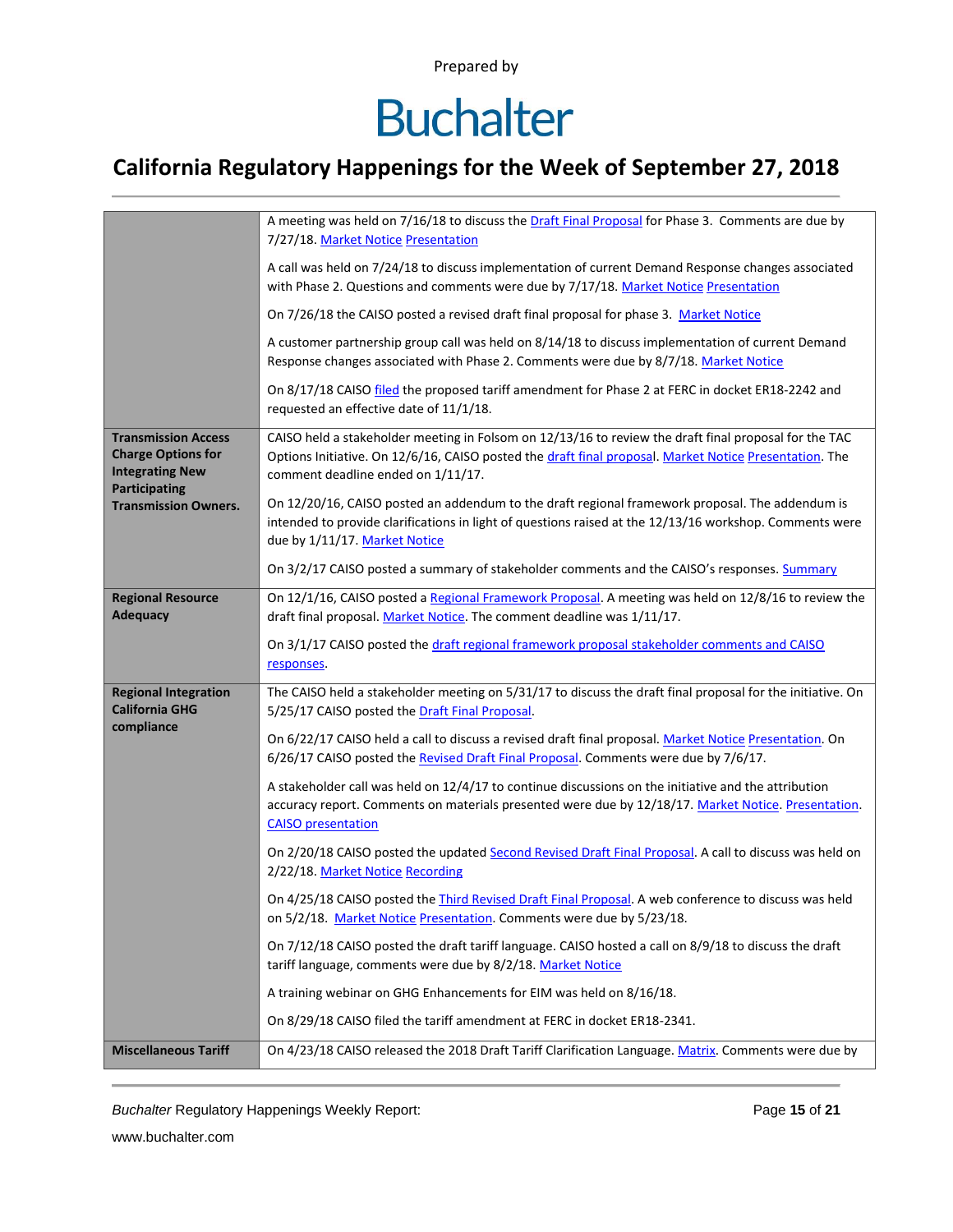| | |
|---|---|
| | A meeting was held on 7/16/18 to discuss the Draft Final Proposal for Phase 3. Comments are due by 7/27/18. Market Notice Presentation<br><br>A call was held on 7/24/18 to discuss implementation of current Demand Response changes associated with Phase 2. Questions and comments were due by 7/17/18. Market Notice Presentation<br><br>On 7/26/18 the CAISO posted a revised draft final proposal for phase 3. Market Notice<br><br>A customer partnership group call was held on 8/14/18 to discuss implementation of current Demand Response changes associated with Phase 2. Comments were due by 8/7/18. Market Notice<br><br>On 8/17/18 CAISO filed the proposed tariff amendment for Phase 2 at FERC in docket ER18-2242 and requested an effective date of 11/1/18. |
| **Transmission Access Charge Options for Integrating New Participating Transmission Owners.** | CAISO held a stakeholder meeting in Folsom on 12/13/16 to review the draft final proposal for the TAC Options Initiative. On 12/6/16, CAISO posted the draft final proposal. Market Notice Presentation. The comment deadline ended on 1/11/17.<br><br>On 12/20/16, CAISO posted an addendum to the draft regional framework proposal. The addendum is intended to provide clarifications in light of questions raised at the 12/13/16 workshop. Comments were due by 1/11/17. Market Notice<br><br>On 3/2/17 CAISO posted a summary of stakeholder comments and the CAISO's responses. Summary |
| **Regional Resource Adequacy** | On 12/1/16, CAISO posted a Regional Framework Proposal. A meeting was held on 12/8/16 to review the draft final proposal. Market Notice. The comment deadline was 1/11/17.<br><br>On 3/1/17 CAISO posted the draft regional framework proposal stakeholder comments and CAISO responses. |
| **Regional Integration California GHG compliance** | The CAISO held a stakeholder meeting on 5/31/17 to discuss the draft final proposal for the initiative. On 5/25/17 CAISO posted the Draft Final Proposal.<br><br>On 6/22/17 CAISO held a call to discuss a revised draft final proposal. Market Notice Presentation. On 6/26/17 CAISO posted the Revised Draft Final Proposal. Comments were due by 7/6/17.<br><br>A stakeholder call was held on 12/4/17 to continue discussions on the initiative and the attribution accuracy report. Comments on materials presented were due by 12/18/17. Market Notice. Presentation. CAISO presentation<br><br>On 2/20/18 CAISO posted the updated Second Revised Draft Final Proposal. A call to discuss was held on 2/22/18. Market Notice Recording<br><br>On 4/25/18 CAISO posted the Third Revised Draft Final Proposal. A web conference to discuss was held on 5/2/18. Market Notice Presentation. Comments were due by 5/23/18.<br><br>On 7/12/18 CAISO posted the draft tariff language. CAISO hosted a call on 8/9/18 to discuss the draft tariff language, comments were due by 8/2/18. Market Notice<br><br>A training webinar on GHG Enhancements for EIM was held on 8/16/18.<br><br>On 8/29/18 CAISO filed the tariff amendment at FERC in docket ER18-2341. |
| **Miscellaneous Tariff** | On 4/23/18 CAISO released the 2018 Draft Tariff Clarification Language. Matrix. Comments were due by |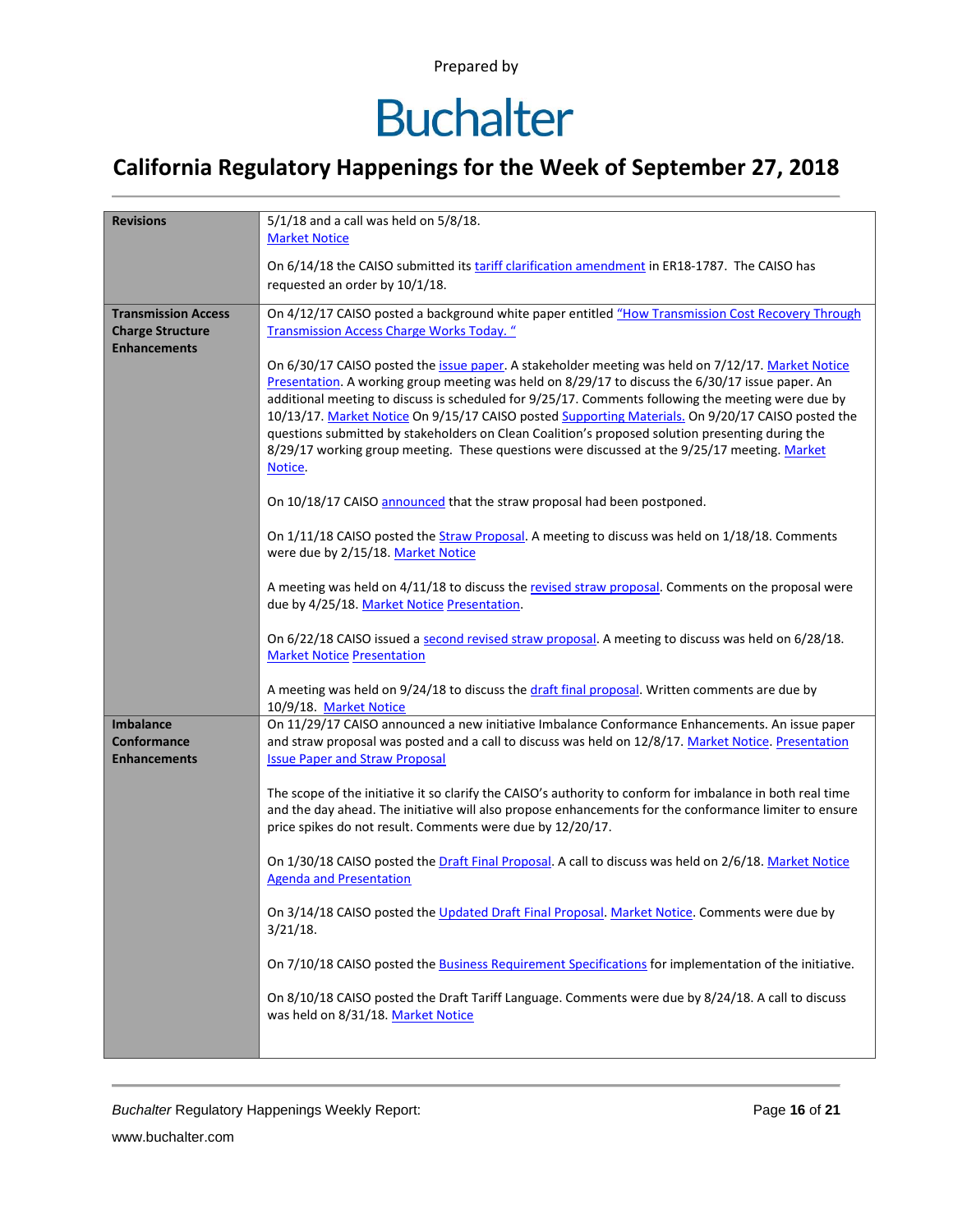Prepared by

# Buchalter

## California Regulatory Happenings for the Week of September 27, 2018

| | |
|---|---|
| **Revisions** | 5/1/18 and a call was held on 5/8/18. Market Notice<br><br>On 6/14/18 the CAISO submitted its tariff clarification amendment in ER18-1787. The CAISO has requested an order by 10/1/18. |
| **Transmission Access Charge Structure Enhancements** | On 4/12/17 CAISO posted a background white paper entitled "How Transmission Cost Recovery Through Transmission Access Charge Works Today. "<br><br>On 6/30/17 CAISO posted the issue paper. A stakeholder meeting was held on 7/12/17. Market Notice Presentation. A working group meeting was held on 8/29/17 to discuss the 6/30/17 issue paper. An additional meeting to discuss is scheduled for 9/25/17. Comments following the meeting were due by 10/13/17. Market Notice On 9/15/17 CAISO posted Supporting Materials. On 9/20/17 CAISO posted the questions submitted by stakeholders on Clean Coalition's proposed solution presenting during the 8/29/17 working group meeting. These questions were discussed at the 9/25/17 meeting. Market Notice.<br><br>On 10/18/17 CAISO announced that the straw proposal had been postponed.<br><br>On 1/11/18 CAISO posted the Straw Proposal. A meeting to discuss was held on 1/18/18. Comments were due by 2/15/18. Market Notice<br><br>A meeting was held on 4/11/18 to discuss the revised straw proposal. Comments on the proposal were due by 4/25/18. Market Notice Presentation.<br><br>On 6/22/18 CAISO issued a second revised straw proposal. A meeting to discuss was held on 6/28/18. Market Notice Presentation<br><br>A meeting was held on 9/24/18 to discuss the draft final proposal. Written comments are due by 10/9/18. Market Notice |
| **Imbalance Conformance Enhancements** | On 11/29/17 CAISO announced a new initiative Imbalance Conformance Enhancements. An issue paper and straw proposal was posted and a call to discuss was held on 12/8/17. Market Notice. Presentation Issue Paper and Straw Proposal<br><br>The scope of the initiative it so clarify the CAISO's authority to conform for imbalance in both real time and the day ahead. The initiative will also propose enhancements for the conformance limiter to ensure price spikes do not result. Comments were due by 12/20/17.<br><br>On 1/30/18 CAISO posted the Draft Final Proposal. A call to discuss was held on 2/6/18. Market Notice Agenda and Presentation<br><br>On 3/14/18 CAISO posted the Updated Draft Final Proposal. Market Notice. Comments were due by 3/21/18.<br><br>On 7/10/18 CAISO posted the Business Requirement Specifications for implementation of the initiative.<br><br>On 8/10/18 CAISO posted the Draft Tariff Language. Comments were due by 8/24/18. A call to discuss was held on 8/31/18. Market Notice |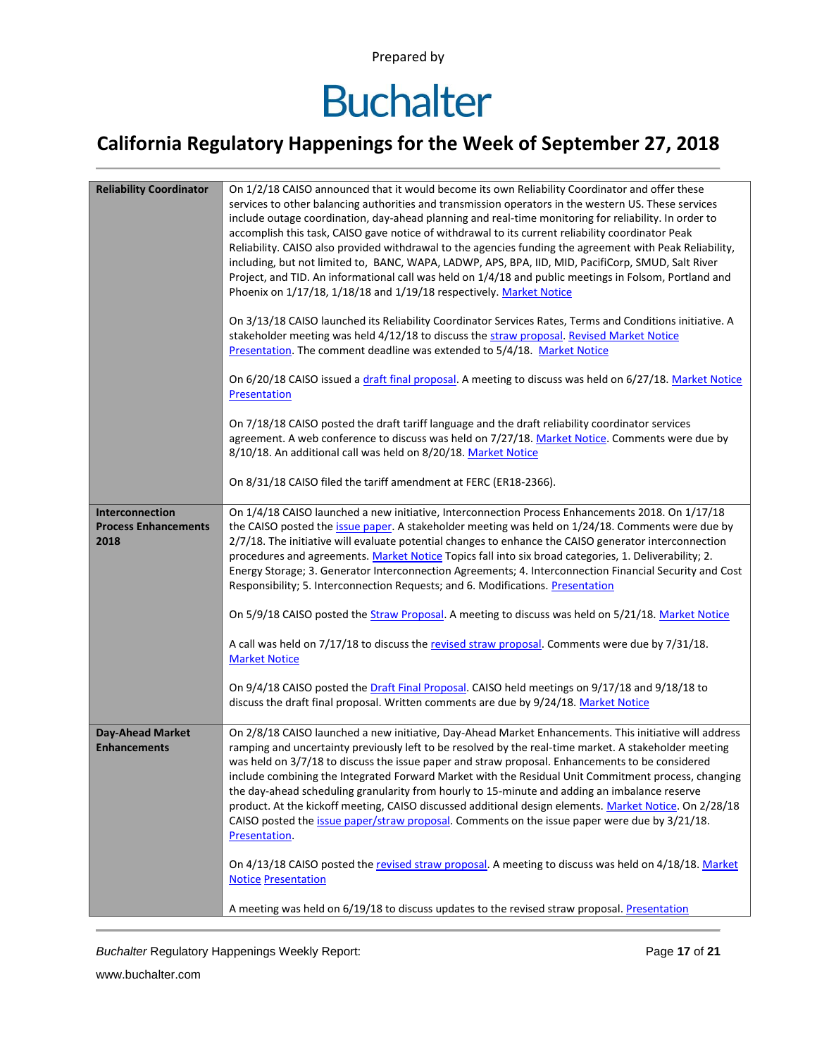| Reliability Coordinator | On 1/2/18 CAISO announced that it would become its own Reliability Coordinator and offer these services to other balancing authorities and transmission operators in the western US. These services include outage coordination, day-ahead planning and real-time monitoring for reliability. In order to accomplish this task, CAISO gave notice of withdrawal to its current reliability coordinator Peak Reliability. CAISO also provided withdrawal to the agencies funding the agreement with Peak Reliability, including, but not limited to, BANC, WAPA, LADWP, APS, BPA, IID, MID, PacifiCorp, SMUD, Salt River Project, and TID. An informational call was held on 1/4/18 and public meetings in Folsom, Portland and Phoenix on 1/17/18, 1/18/18 and 1/19/18 respectively. Market Notice<br><br>On 3/13/18 CAISO launched its Reliability Coordinator Services Rates, Terms and Conditions initiative. A stakeholder meeting was held 4/12/18 to discuss the straw proposal. Revised Market Notice Presentation. The comment deadline was extended to 5/4/18. Market Notice<br><br>On 6/20/18 CAISO issued a draft final proposal. A meeting to discuss was held on 6/27/18. Market Notice Presentation<br><br>On 7/18/18 CAISO posted the draft tariff language and the draft reliability coordinator services agreement. A web conference to discuss was held on 7/27/18. Market Notice. Comments were due by 8/10/18. An additional call was held on 8/20/18. Market Notice<br><br>On 8/31/18 CAISO filed the tariff amendment at FERC (ER18-2366). |
|---|---|
| **Interconnection Process Enhancements 2018** | On 1/4/18 CAISO launched a new initiative, Interconnection Process Enhancements 2018. On 1/17/18 the CAISO posted the issue paper. A stakeholder meeting was held on 1/24/18. Comments were due by 2/7/18. The initiative will evaluate potential changes to enhance the CAISO generator interconnection procedures and agreements. Market Notice Topics fall into six broad categories, 1. Deliverability; 2. Energy Storage; 3. Generator Interconnection Agreements; 4. Interconnection Financial Security and Cost Responsibility; 5. Interconnection Requests; and 6. Modifications. Presentation<br><br>On 5/9/18 CAISO posted the Straw Proposal. A meeting to discuss was held on 5/21/18. Market Notice<br><br>A call was held on 7/17/18 to discuss the revised straw proposal. Comments were due by 7/31/18. Market Notice<br><br>On 9/4/18 CAISO posted the Draft Final Proposal. CAISO held meetings on 9/17/18 and 9/18/18 to discuss the draft final proposal. Written comments are due by 9/24/18. Market Notice |
| **Day-Ahead Market Enhancements** | On 2/8/18 CAISO launched a new initiative, Day-Ahead Market Enhancements. This initiative will address ramping and uncertainty previously left to be resolved by the real-time market. A stakeholder meeting was held on 3/7/18 to discuss the issue paper and straw proposal. Enhancements to be considered include combining the Integrated Forward Market with the Residual Unit Commitment process, changing the day-ahead scheduling granularity from hourly to 15-minute and adding an imbalance reserve product. At the kickoff meeting, CAISO discussed additional design elements. Market Notice. On 2/28/18 CAISO posted the issue paper/straw proposal. Comments on the issue paper were due by 3/21/18. Presentation.<br><br>On 4/13/18 CAISO posted the revised straw proposal. A meeting to discuss was held on 4/18/18. Market Notice Presentation<br><br>A meeting was held on 6/19/18 to discuss updates to the revised straw proposal. Presentation |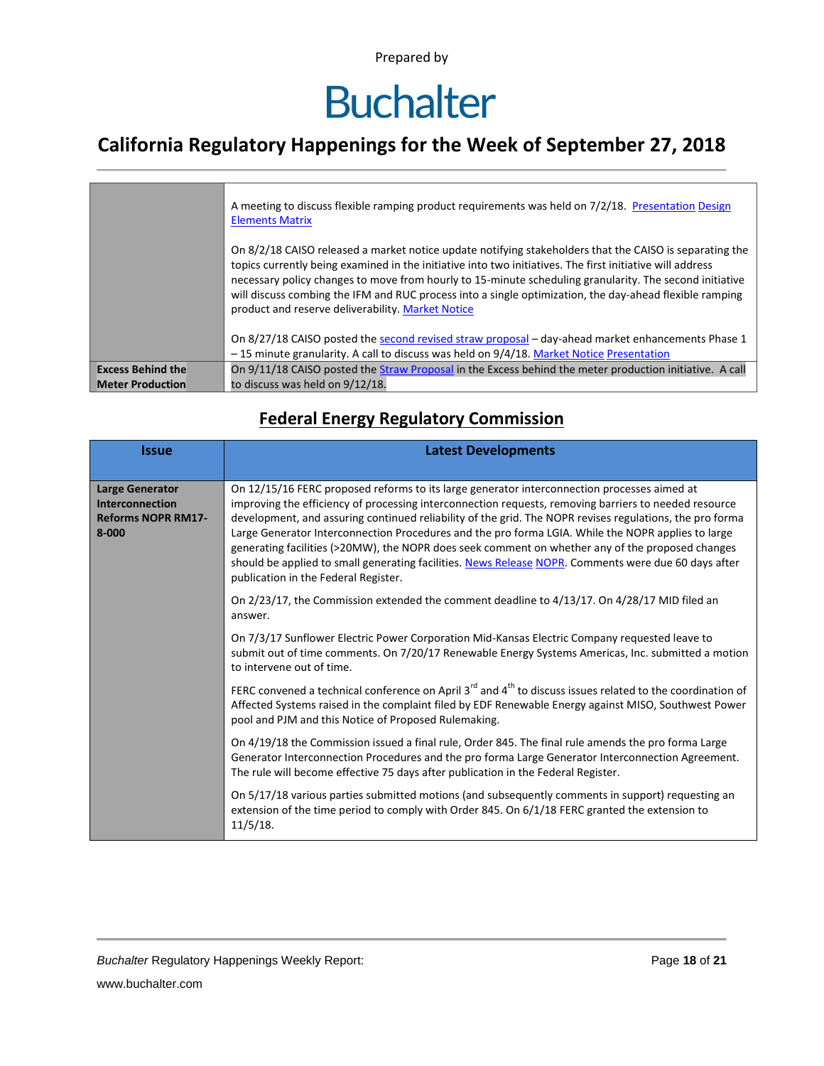| | |
|---|---|
| | A meeting to discuss flexible ramping product requirements was held on 7/2/18. Presentation Design Elements Matrix<br><br>On 8/2/18 CAISO released a market notice update notifying stakeholders that the CAISO is separating the topics currently being examined in the initiative into two initiatives. The first initiative will address necessary policy changes to move from hourly to 15-minute scheduling granularity. The second initiative will discuss combing the IFM and RUC process into a single optimization, the day-ahead flexible ramping product and reserve deliverability. Market Notice<br><br>On 8/27/18 CAISO posted the second revised straw proposal – day-ahead market enhancements Phase 1 – 15 minute granularity. A call to discuss was held on 9/4/18. Market Notice Presentation |
| **Excess Behind the Meter Production** | On 9/11/18 CAISO posted the Straw Proposal in the Excess behind the meter production initiative. A call to discuss was held on 9/12/18. |

## Federal Energy Regulatory Commission

| Issue | Latest Developments |
|---|---|
| **Large Generator Interconnection Reforms NOPR RM17-8-000** | On 12/15/16 FERC proposed reforms to its large generator interconnection processes aimed at improving the efficiency of processing interconnection requests, removing barriers to needed resource development, and assuring continued reliability of the grid. The NOPR revises regulations, the pro forma Large Generator Interconnection Procedures and the pro forma LGIA. While the NOPR applies to large generating facilities (>20MW), the NOPR does seek comment on whether any of the proposed changes should be applied to small generating facilities. News Release NOPR. Comments were due 60 days after publication in the Federal Register.<br><br>On 2/23/17, the Commission extended the comment deadline to 4/13/17. On 4/28/17 MID filed an answer.<br><br>On 7/3/17 Sunflower Electric Power Corporation Mid-Kansas Electric Company requested leave to submit out of time comments. On 7/20/17 Renewable Energy Systems Americas, Inc. submitted a motion to intervene out of time.<br><br>FERC convened a technical conference on April 3rd and 4th to discuss issues related to the coordination of Affected Systems raised in the complaint filed by EDF Renewable Energy against MISO, Southwest Power pool and PJM and this Notice of Proposed Rulemaking.<br><br>On 4/19/18 the Commission issued a final rule, Order 845. The final rule amends the pro forma Large Generator Interconnection Procedures and the pro forma Large Generator Interconnection Agreement. The rule will become effective 75 days after publication in the Federal Register.<br><br>On 5/17/18 various parties submitted motions (and subsequently comments in support) requesting an extension of the time period to comply with Order 845. On 6/1/18 FERC granted the extension to 11/5/18. |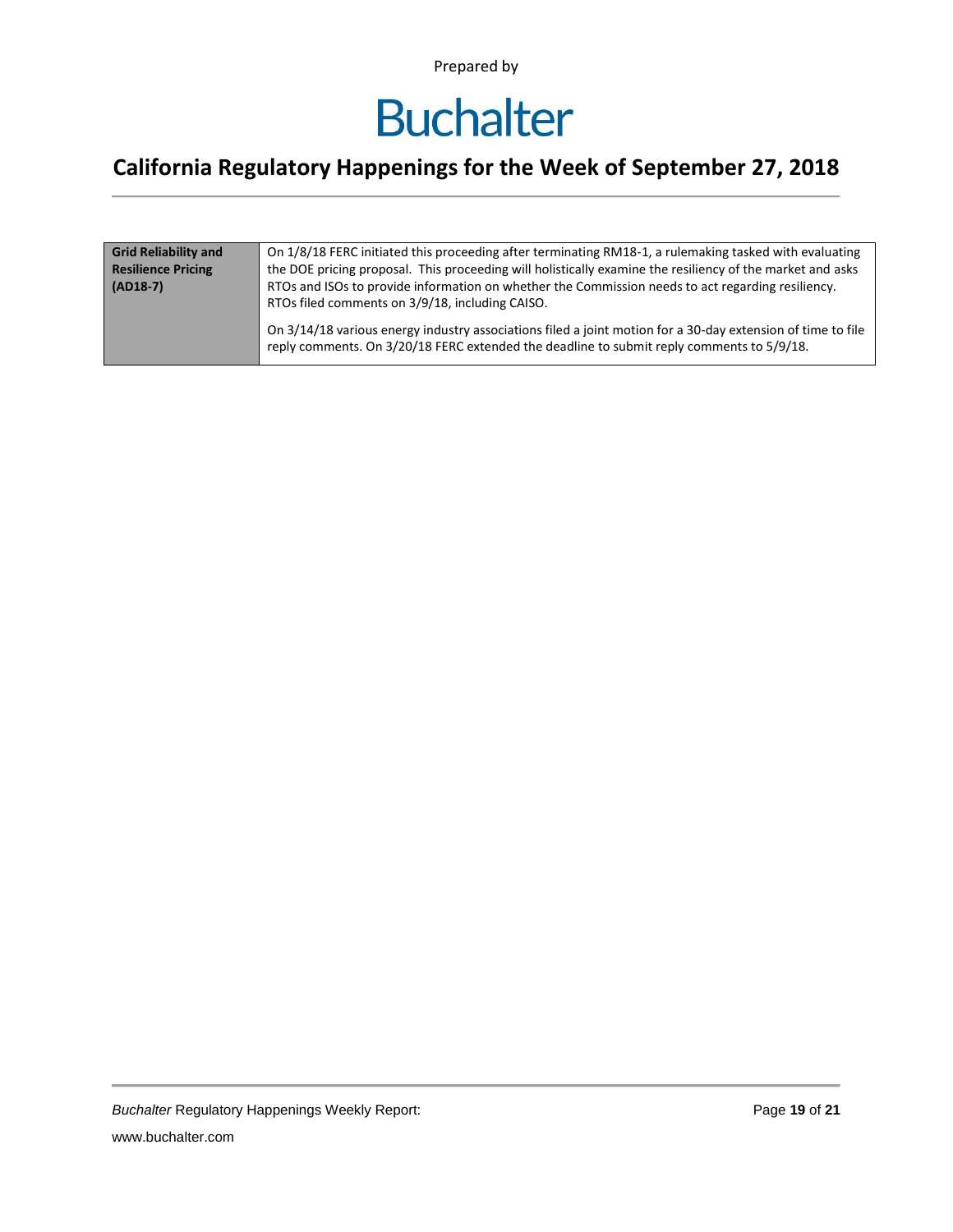Prepared by

# Buchalter

## California Regulatory Happenings for the Week of September 27, 2018

| | |
|---|---|
| **Grid Reliability and Resilience Pricing (AD18-7)** | On 1/8/18 FERC initiated this proceeding after terminating RM18-1, a rulemaking tasked with evaluating the DOE pricing proposal. This proceeding will holistically examine the resiliency of the market and asks RTOs and ISOs to provide information on whether the Commission needs to act regarding resiliency. RTOs filed comments on 3/9/18, including CAISO.<br><br>On 3/14/18 various energy industry associations filed a joint motion for a 30-day extension of time to file reply comments. On 3/20/18 FERC extended the deadline to submit reply comments to 5/9/18. |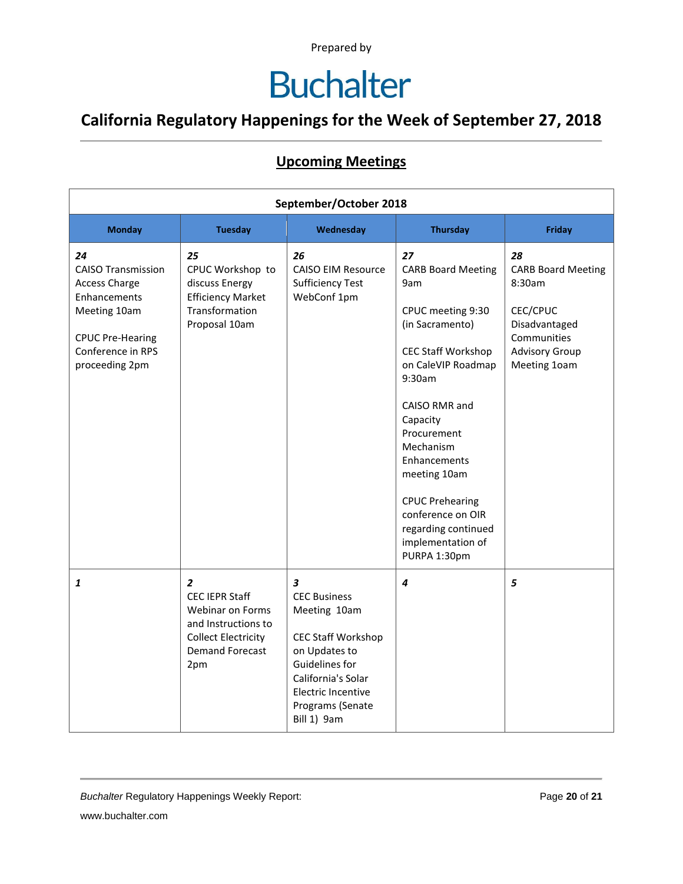Prepared by

# Buchalter

## California Regulatory Happenings for the Week of September 27, 2018

### Upcoming Meetings

| September/October 2018 | | | | |
|---|---|---|---|---|
| **Monday** | **Tuesday** | **Wednesday** | **Thursday** | **Friday** |
| ***24***<br>CAISO Transmission Access Charge Enhancements Meeting 10am<br><br>CPUC Pre-Hearing Conference in RPS proceeding 2pm | ***25***<br>CPUC Workshop to discuss Energy Efficiency Market Transformation Proposal 10am | ***26***<br>CAISO EIM Resource Sufficiency Test WebConf 1pm | ***27***<br>CARB Board Meeting 9am<br><br>CPUC meeting 9:30 (in Sacramento)<br><br>CEC Staff Workshop on CaleVIP Roadmap 9:30am<br><br>CAISO RMR and Capacity Procurement Mechanism Enhancements meeting 10am<br><br>CPUC Prehearing conference on OIR regarding continued implementation of PURPA 1:30pm | ***28***<br>CARB Board Meeting 8:30am<br><br>CEC/CPUC Disadvantaged Communities Advisory Group Meeting 1oam |
| ***1*** | ***2***<br>CEC IEPR Staff Webinar on Forms and Instructions to Collect Electricity Demand Forecast 2pm | ***3***<br>CEC Business Meeting 10am<br><br>CEC Staff Workshop on Updates to Guidelines for California's Solar Electric Incentive Programs (Senate Bill 1) 9am | ***4*** | ***5*** |

*Buchalter* Regulatory Happenings Weekly Report:

www.buchalter.com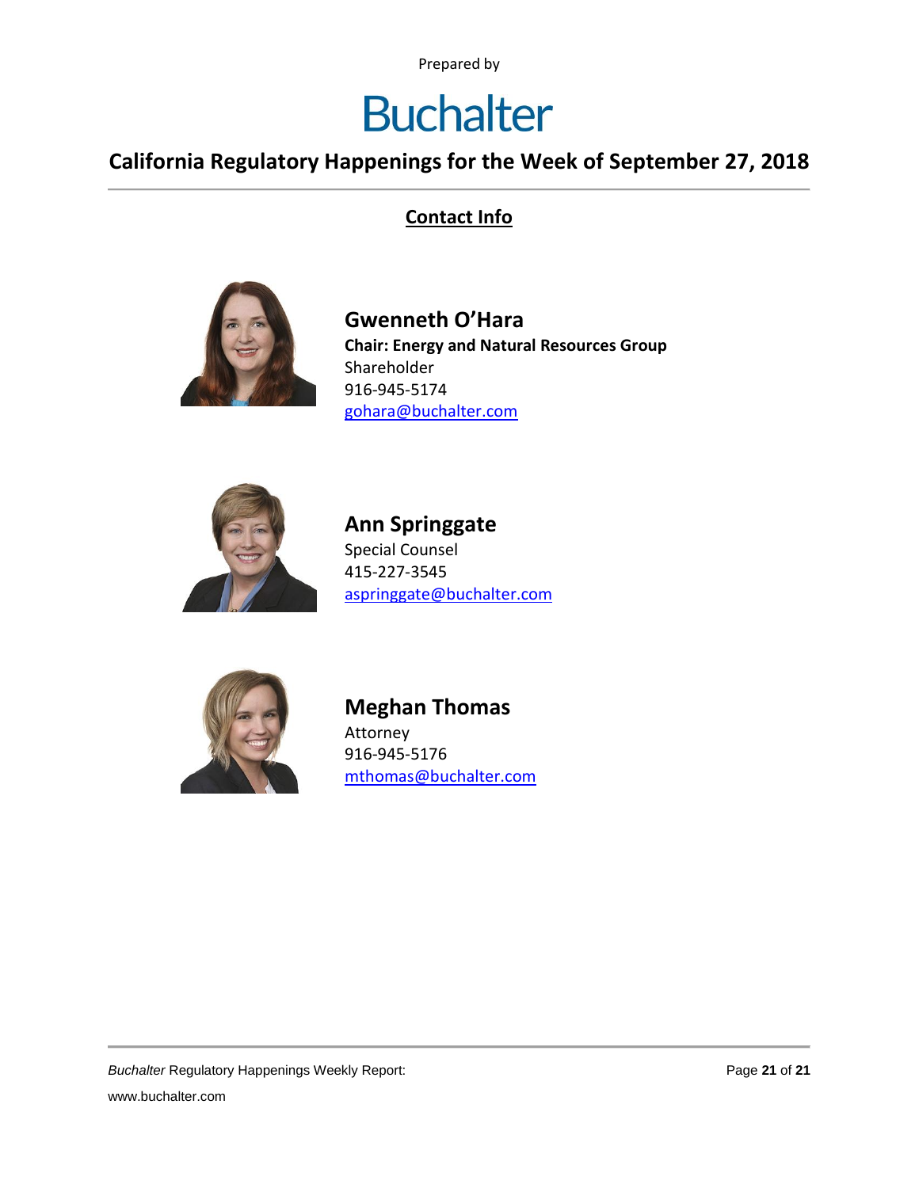Prepared by

# Buchalter

## California Regulatory Happenings for the Week of September 27, 2018

---

### Contact Info

**Gwenneth O'Hara**
**Chair: Energy and Natural Resources Group**
Shareholder
916-945-5174
gohara@buchalter.com

**Ann Springgate**
Special Counsel
415-227-3545
aspringgate@buchalter.com

**Meghan Thomas**
Attorney
916-945-5176
mthomas@buchalter.com